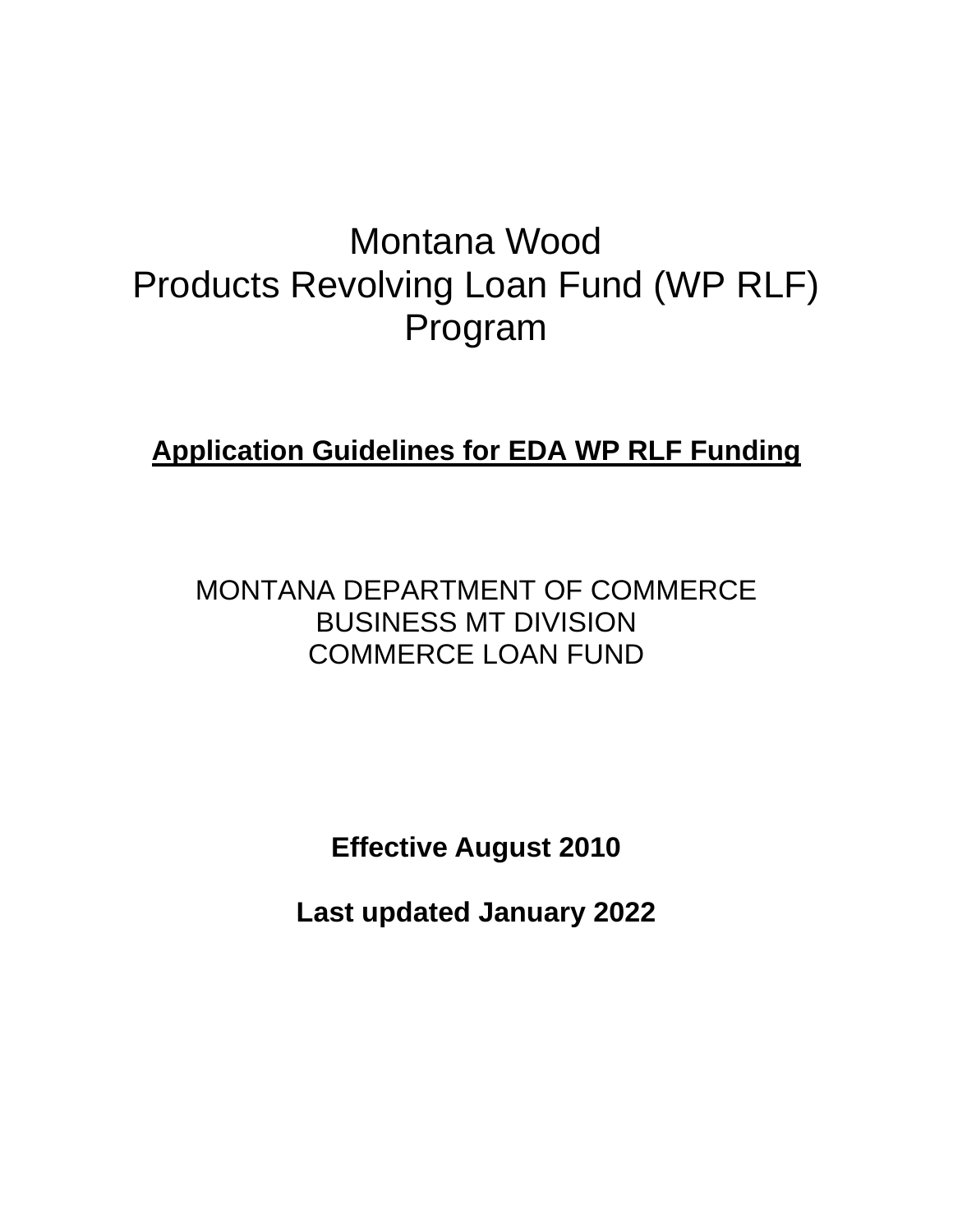# Montana Wood Products Revolving Loan Fund (WP RLF) Program

**Application Guidelines for EDA WP RLF Funding**

MONTANA DEPARTMENT OF COMMERCE
BUSINESS MT DIVISION
COMMERCE LOAN FUND

**Effective August 2010**

**Last updated January 2022**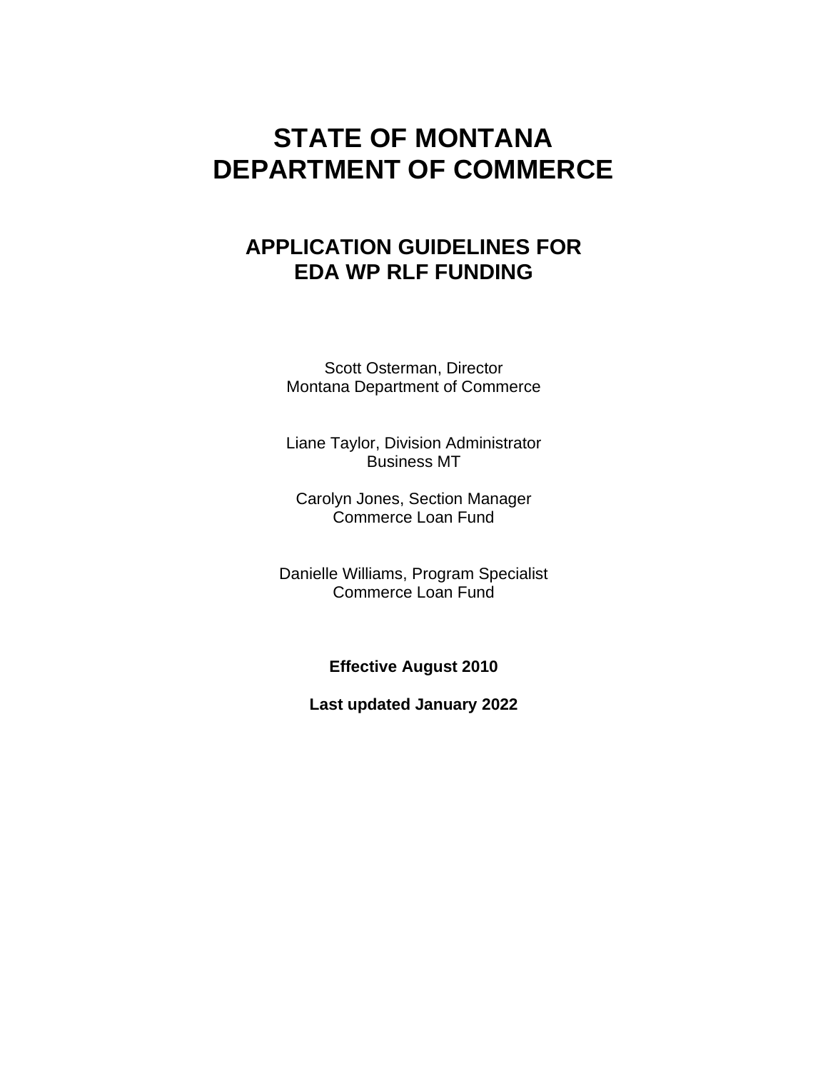# STATE OF MONTANA DEPARTMENT OF COMMERCE

## APPLICATION GUIDELINES FOR EDA WP RLF FUNDING

Scott Osterman, Director
Montana Department of Commerce

Liane Taylor, Division Administrator
Business MT

Carolyn Jones, Section Manager
Commerce Loan Fund

Danielle Williams, Program Specialist
Commerce Loan Fund

**Effective August 2010**

**Last updated January 2022**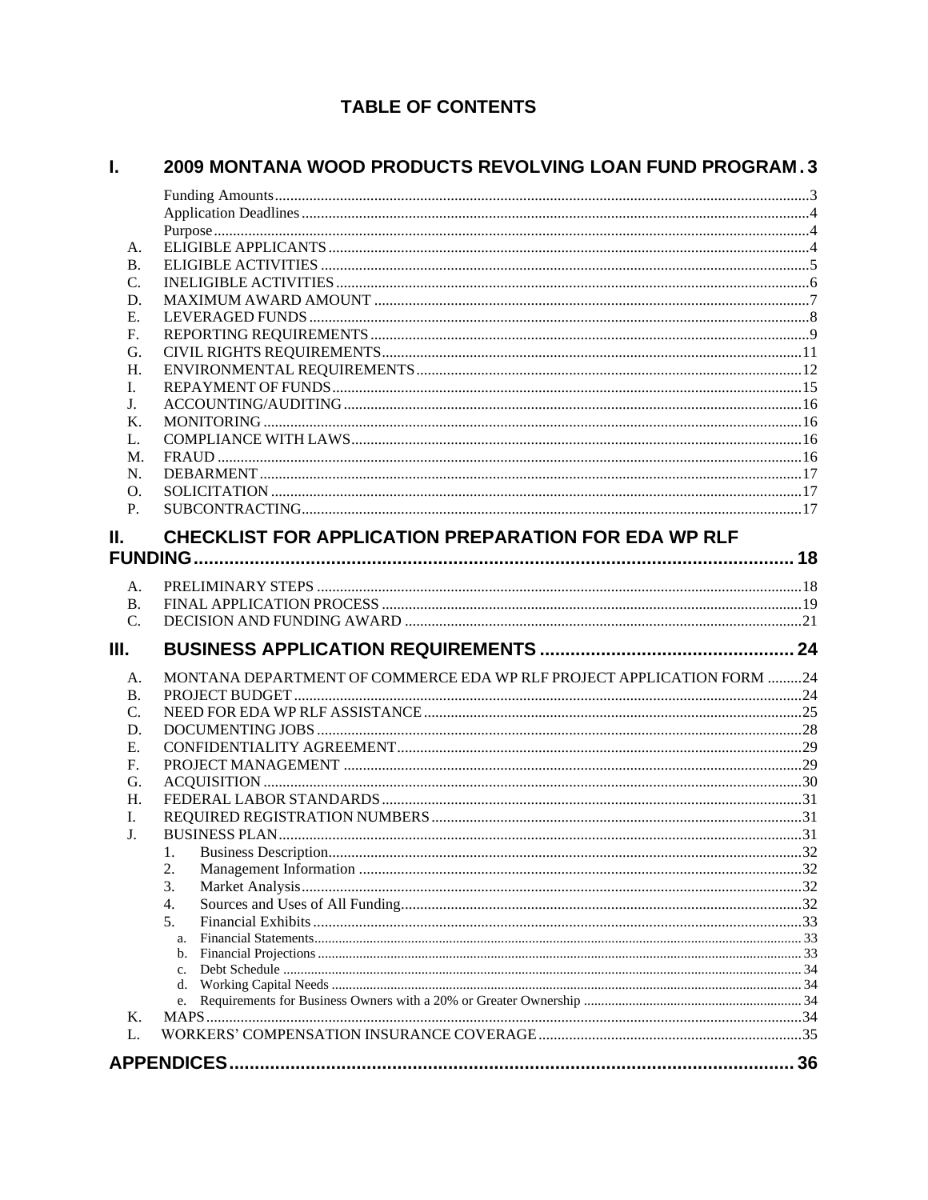# TABLE OF CONTENTS

## I. 2009 MONTANA WOOD PRODUCTS REVOLVING LOAN FUND PROGRAM . 3

- Funding Amounts ... 3
- Application Deadlines ... 4
- Purpose ... 4
- A. ELIGIBLE APPLICANTS ... 4
- B. ELIGIBLE ACTIVITIES ... 5
- C. INELIGIBLE ACTIVITIES ... 6
- D. MAXIMUM AWARD AMOUNT ... 7
- E. LEVERAGED FUNDS ... 8
- F. REPORTING REQUIREMENTS ... 9
- G. CIVIL RIGHTS REQUIREMENTS ... 11
- H. ENVIRONMENTAL REQUIREMENTS ... 12
- I. REPAYMENT OF FUNDS ... 15
- J. ACCOUNTING/AUDITING ... 16
- K. MONITORING ... 16
- L. COMPLIANCE WITH LAWS ... 16
- M. FRAUD ... 16
- N. DEBARMENT ... 17
- O. SOLICITATION ... 17
- P. SUBCONTRACTING ... 17

## II. CHECKLIST FOR APPLICATION PREPARATION FOR EDA WP RLF FUNDING ... 18

- A. PRELIMINARY STEPS ... 18
- B. FINAL APPLICATION PROCESS ... 19
- C. DECISION AND FUNDING AWARD ... 21

## III. BUSINESS APPLICATION REQUIREMENTS ... 24

- A. MONTANA DEPARTMENT OF COMMERCE EDA WP RLF PROJECT APPLICATION FORM ... 24
- B. PROJECT BUDGET ... 24
- C. NEED FOR EDA WP RLF ASSISTANCE ... 25
- D. DOCUMENTING JOBS ... 28
- E. CONFIDENTIALITY AGREEMENT ... 29
- F. PROJECT MANAGEMENT ... 29
- G. ACQUISITION ... 30
- H. FEDERAL LABOR STANDARDS ... 31
- I. REQUIRED REGISTRATION NUMBERS ... 31
- J. BUSINESS PLAN ... 31
  1. Business Description ... 32
  2. Management Information ... 32
  3. Market Analysis ... 32
  4. Sources and Uses of All Funding ... 32
  5. Financial Exhibits ... 33
     - a. Financial Statements ... 33
     - b. Financial Projections ... 33
     - c. Debt Schedule ... 34
     - d. Working Capital Needs ... 34
     - e. Requirements for Business Owners with a 20% or Greater Ownership ... 34
- K. MAPS ... 34
- L. WORKERS' COMPENSATION INSURANCE COVERAGE ... 35

## APPENDICES ... 36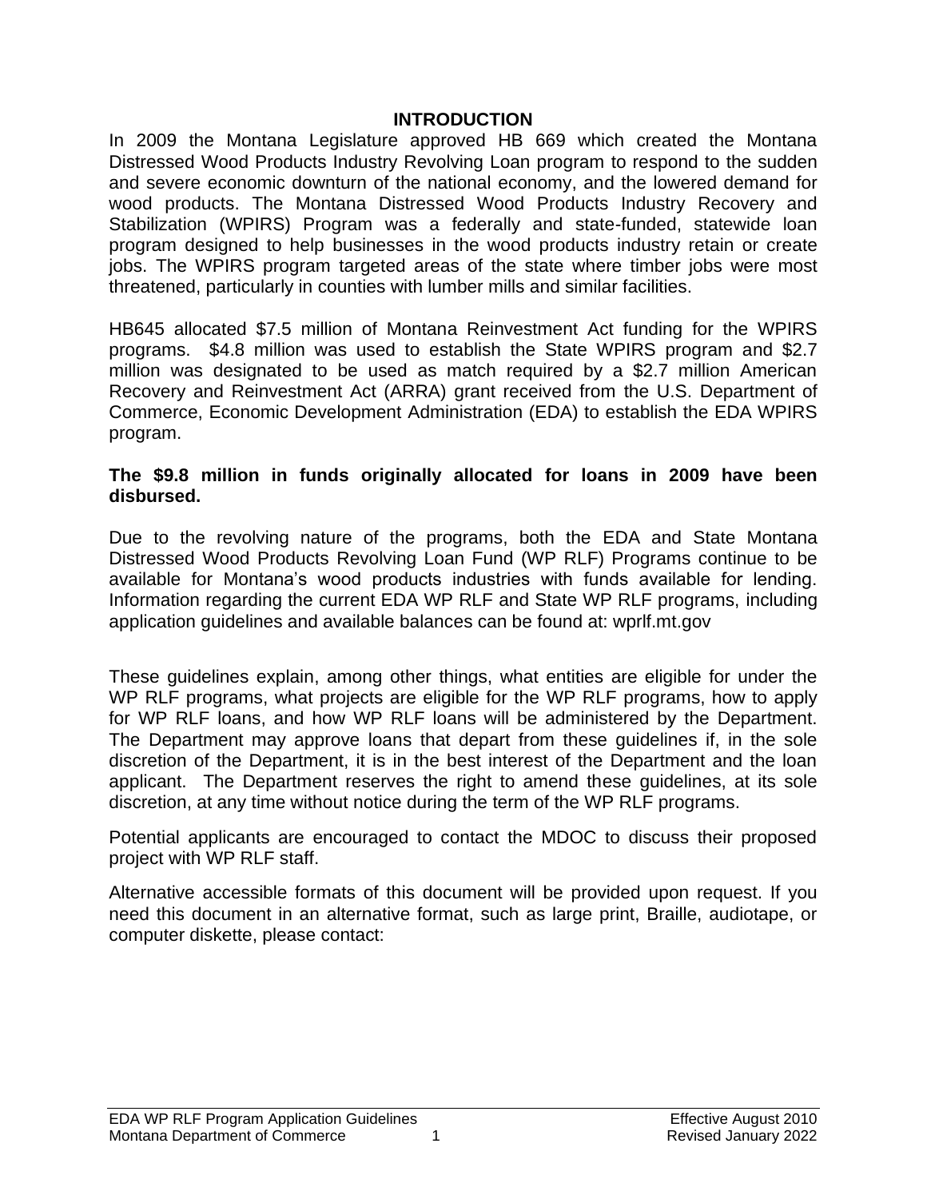# INTRODUCTION

In 2009 the Montana Legislature approved HB 669 which created the Montana Distressed Wood Products Industry Revolving Loan program to respond to the sudden and severe economic downturn of the national economy, and the lowered demand for wood products. The Montana Distressed Wood Products Industry Recovery and Stabilization (WPIRS) Program was a federally and state-funded, statewide loan program designed to help businesses in the wood products industry retain or create jobs. The WPIRS program targeted areas of the state where timber jobs were most threatened, particularly in counties with lumber mills and similar facilities.

HB645 allocated $7.5 million of Montana Reinvestment Act funding for the WPIRS programs. $4.8 million was used to establish the State WPIRS program and $2.7 million was designated to be used as match required by a $2.7 million American Recovery and Reinvestment Act (ARRA) grant received from the U.S. Department of Commerce, Economic Development Administration (EDA) to establish the EDA WPIRS program.

**The $9.8 million in funds originally allocated for loans in 2009 have been disbursed.**

Due to the revolving nature of the programs, both the EDA and State Montana Distressed Wood Products Revolving Loan Fund (WP RLF) Programs continue to be available for Montana's wood products industries with funds available for lending. Information regarding the current EDA WP RLF and State WP RLF programs, including application guidelines and available balances can be found at: wprlf.mt.gov

These guidelines explain, among other things, what entities are eligible for under the WP RLF programs, what projects are eligible for the WP RLF programs, how to apply for WP RLF loans, and how WP RLF loans will be administered by the Department. The Department may approve loans that depart from these guidelines if, in the sole discretion of the Department, it is in the best interest of the Department and the loan applicant. The Department reserves the right to amend these guidelines, at its sole discretion, at any time without notice during the term of the WP RLF programs.

Potential applicants are encouraged to contact the MDOC to discuss their proposed project with WP RLF staff.

Alternative accessible formats of this document will be provided upon request. If you need this document in an alternative format, such as large print, Braille, audiotape, or computer diskette, please contact: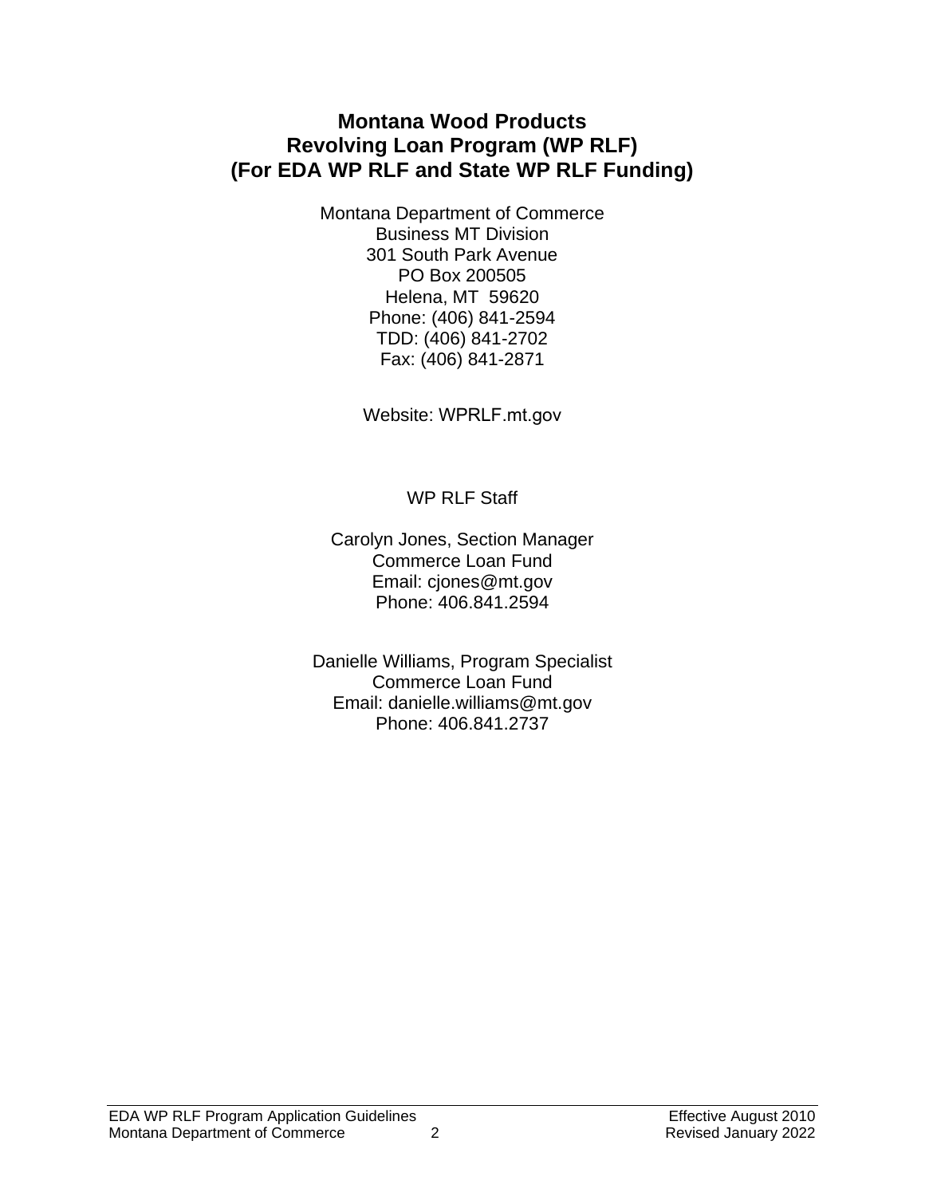# Montana Wood Products Revolving Loan Program (WP RLF) (For EDA WP RLF and State WP RLF Funding)

Montana Department of Commerce
Business MT Division
301 South Park Avenue
PO Box 200505
Helena, MT 59620
Phone: (406) 841-2594
TDD: (406) 841-2702
Fax: (406) 841-2871

Website: WPRLF.mt.gov

WP RLF Staff

Carolyn Jones, Section Manager
Commerce Loan Fund
Email: cjones@mt.gov
Phone: 406.841.2594

Danielle Williams, Program Specialist
Commerce Loan Fund
Email: danielle.williams@mt.gov
Phone: 406.841.2737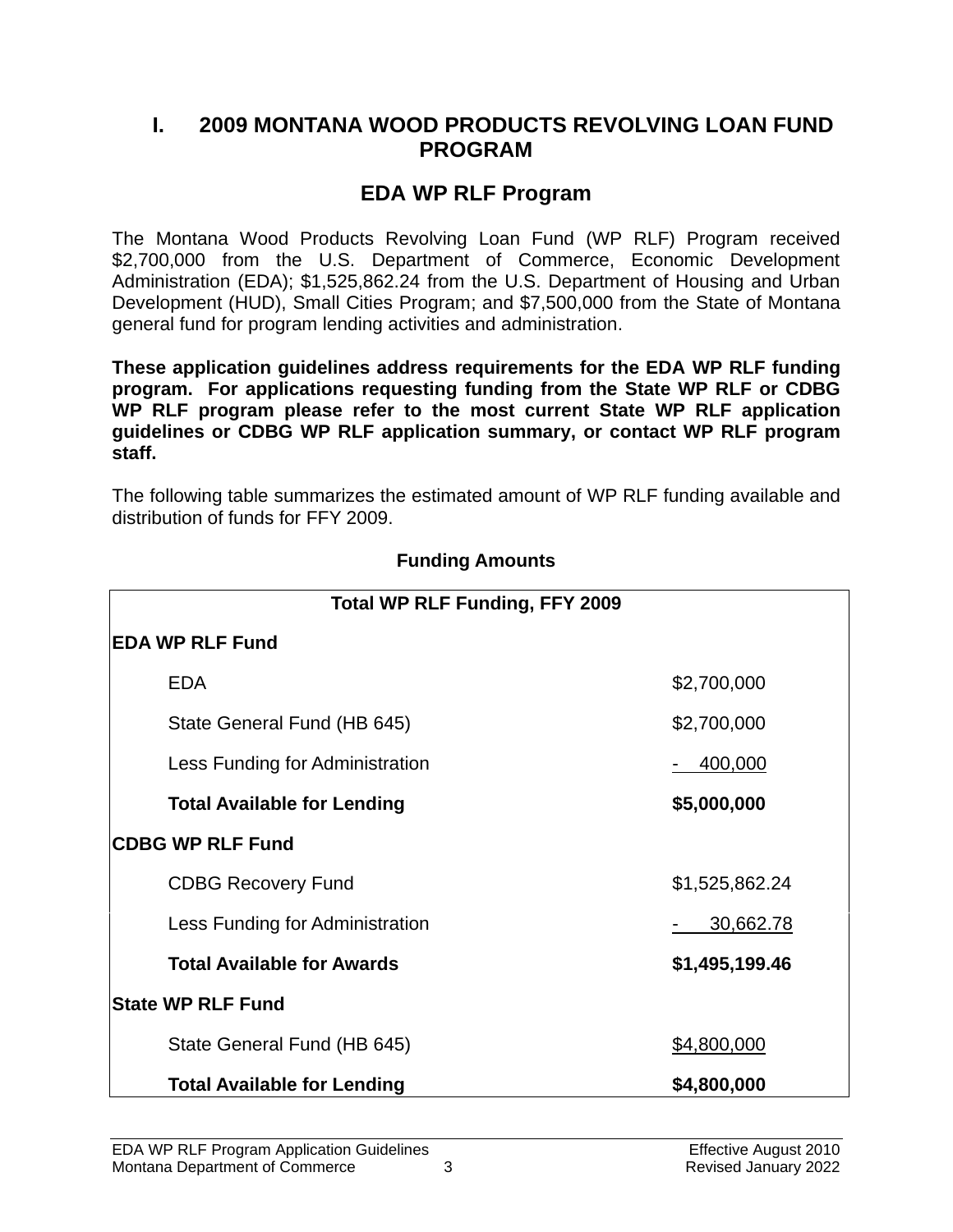# I. 2009 MONTANA WOOD PRODUCTS REVOLVING LOAN FUND PROGRAM

## EDA WP RLF Program

The Montana Wood Products Revolving Loan Fund (WP RLF) Program received $2,700,000 from the U.S. Department of Commerce, Economic Development Administration (EDA); $1,525,862.24 from the U.S. Department of Housing and Urban Development (HUD), Small Cities Program; and $7,500,000 from the State of Montana general fund for program lending activities and administration.

**These application guidelines address requirements for the EDA WP RLF funding program. For applications requesting funding from the State WP RLF or CDBG WP RLF program please refer to the most current State WP RLF application guidelines or CDBG WP RLF application summary, or contact WP RLF program staff.**

The following table summarizes the estimated amount of WP RLF funding available and distribution of funds for FFY 2009.

**Funding Amounts**

| **Total WP RLF Funding, FFY 2009** | |
|---|---|
| **EDA WP RLF Fund** | |
| EDA | $2,700,000 |
| State General Fund (HB 645) | $2,700,000 |
| Less Funding for Administration | - 400,000 |
| **Total Available for Lending** | **$5,000,000** |
| **CDBG WP RLF Fund** | |
| CDBG Recovery Fund | $1,525,862.24 |
| Less Funding for Administration | - 30,662.78 |
| **Total Available for Awards** | **$1,495,199.46** |
| **State WP RLF Fund** | |
| State General Fund (HB 645) | $4,800,000 |
| **Total Available for Lending** | **$4,800,000** |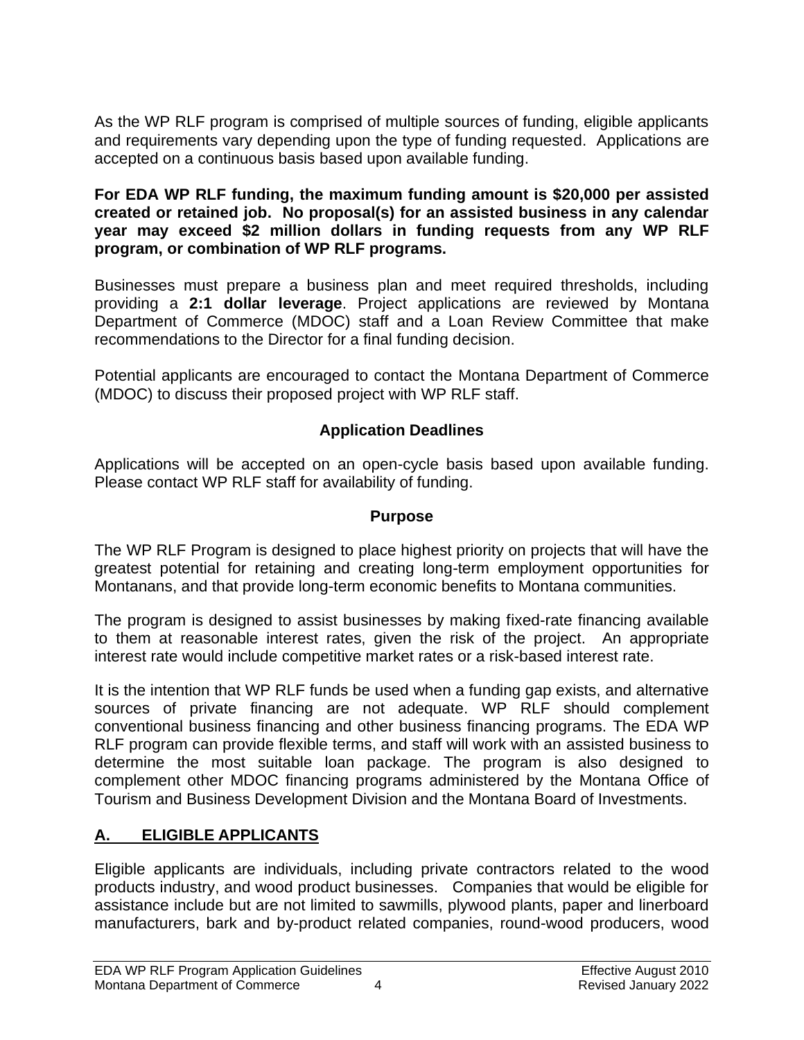As the WP RLF program is comprised of multiple sources of funding, eligible applicants and requirements vary depending upon the type of funding requested. Applications are accepted on a continuous basis based upon available funding.

**For EDA WP RLF funding, the maximum funding amount is $20,000 per assisted created or retained job. No proposal(s) for an assisted business in any calendar year may exceed $2 million dollars in funding requests from any WP RLF program, or combination of WP RLF programs.**

Businesses must prepare a business plan and meet required thresholds, including providing a **2:1 dollar leverage**. Project applications are reviewed by Montana Department of Commerce (MDOC) staff and a Loan Review Committee that make recommendations to the Director for a final funding decision.

Potential applicants are encouraged to contact the Montana Department of Commerce (MDOC) to discuss their proposed project with WP RLF staff.

### Application Deadlines

Applications will be accepted on an open-cycle basis based upon available funding. Please contact WP RLF staff for availability of funding.

### Purpose

The WP RLF Program is designed to place highest priority on projects that will have the greatest potential for retaining and creating long-term employment opportunities for Montanans, and that provide long-term economic benefits to Montana communities.

The program is designed to assist businesses by making fixed-rate financing available to them at reasonable interest rates, given the risk of the project. An appropriate interest rate would include competitive market rates or a risk-based interest rate.

It is the intention that WP RLF funds be used when a funding gap exists, and alternative sources of private financing are not adequate. WP RLF should complement conventional business financing and other business financing programs. The EDA WP RLF program can provide flexible terms, and staff will work with an assisted business to determine the most suitable loan package. The program is also designed to complement other MDOC financing programs administered by the Montana Office of Tourism and Business Development Division and the Montana Board of Investments.

## A. ELIGIBLE APPLICANTS

Eligible applicants are individuals, including private contractors related to the wood products industry, and wood product businesses. Companies that would be eligible for assistance include but are not limited to sawmills, plywood plants, paper and linerboard manufacturers, bark and by-product related companies, round-wood producers, wood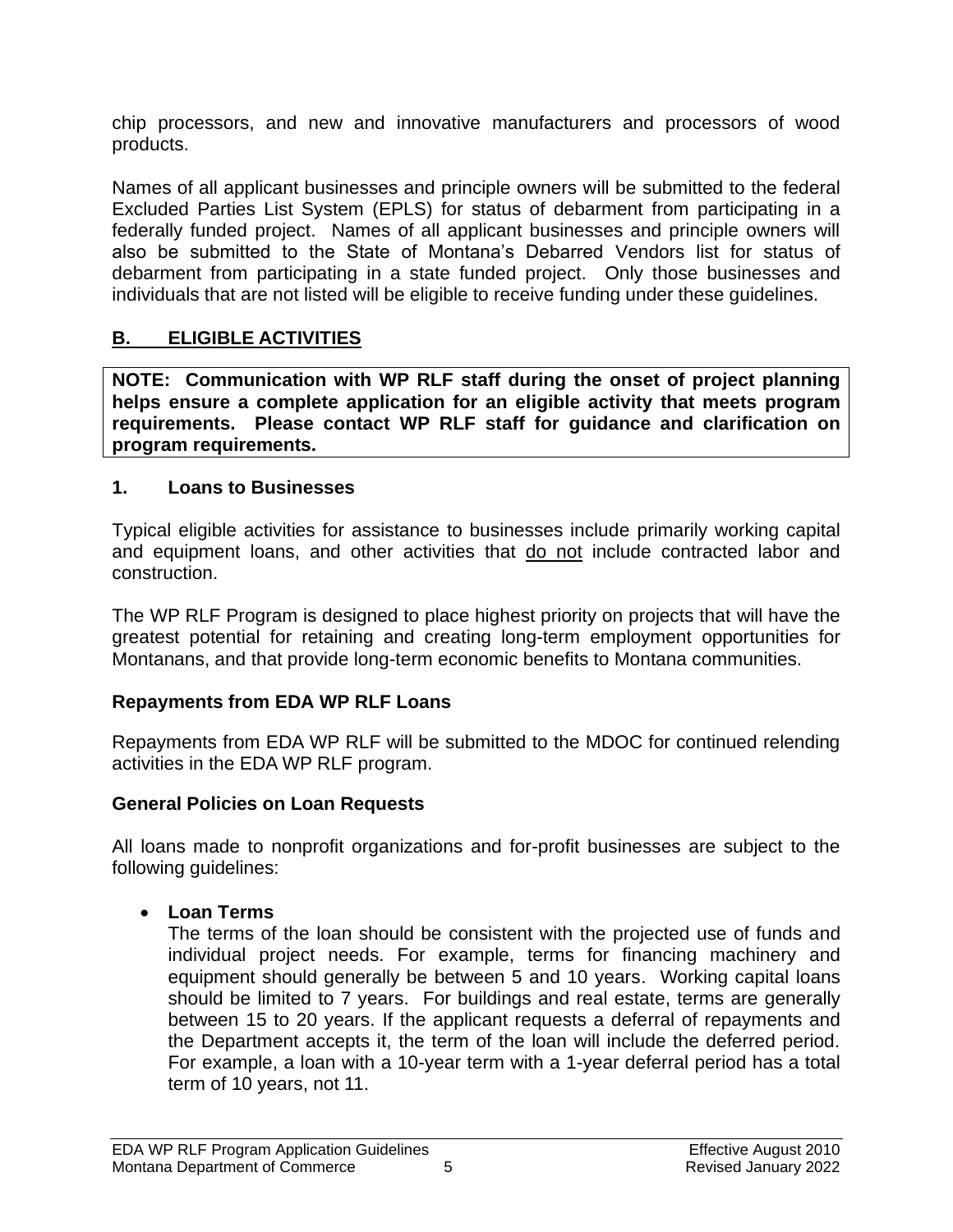chip processors, and new and innovative manufacturers and processors of wood products.

Names of all applicant businesses and principle owners will be submitted to the federal Excluded Parties List System (EPLS) for status of debarment from participating in a federally funded project. Names of all applicant businesses and principle owners will also be submitted to the State of Montana's Debarred Vendors list for status of debarment from participating in a state funded project. Only those businesses and individuals that are not listed will be eligible to receive funding under these guidelines.

## B. ELIGIBLE ACTIVITIES

**NOTE: Communication with WP RLF staff during the onset of project planning helps ensure a complete application for an eligible activity that meets program requirements. Please contact WP RLF staff for guidance and clarification on program requirements.**

### 1. Loans to Businesses

Typical eligible activities for assistance to businesses include primarily working capital and equipment loans, and other activities that do not include contracted labor and construction.

The WP RLF Program is designed to place highest priority on projects that will have the greatest potential for retaining and creating long-term employment opportunities for Montanans, and that provide long-term economic benefits to Montana communities.

### Repayments from EDA WP RLF Loans

Repayments from EDA WP RLF will be submitted to the MDOC for continued relending activities in the EDA WP RLF program.

### General Policies on Loan Requests

All loans made to nonprofit organizations and for-profit businesses are subject to the following guidelines:

- **Loan Terms**
  The terms of the loan should be consistent with the projected use of funds and individual project needs. For example, terms for financing machinery and equipment should generally be between 5 and 10 years. Working capital loans should be limited to 7 years. For buildings and real estate, terms are generally between 15 to 20 years. If the applicant requests a deferral of repayments and the Department accepts it, the term of the loan will include the deferred period. For example, a loan with a 10-year term with a 1-year deferral period has a total term of 10 years, not 11.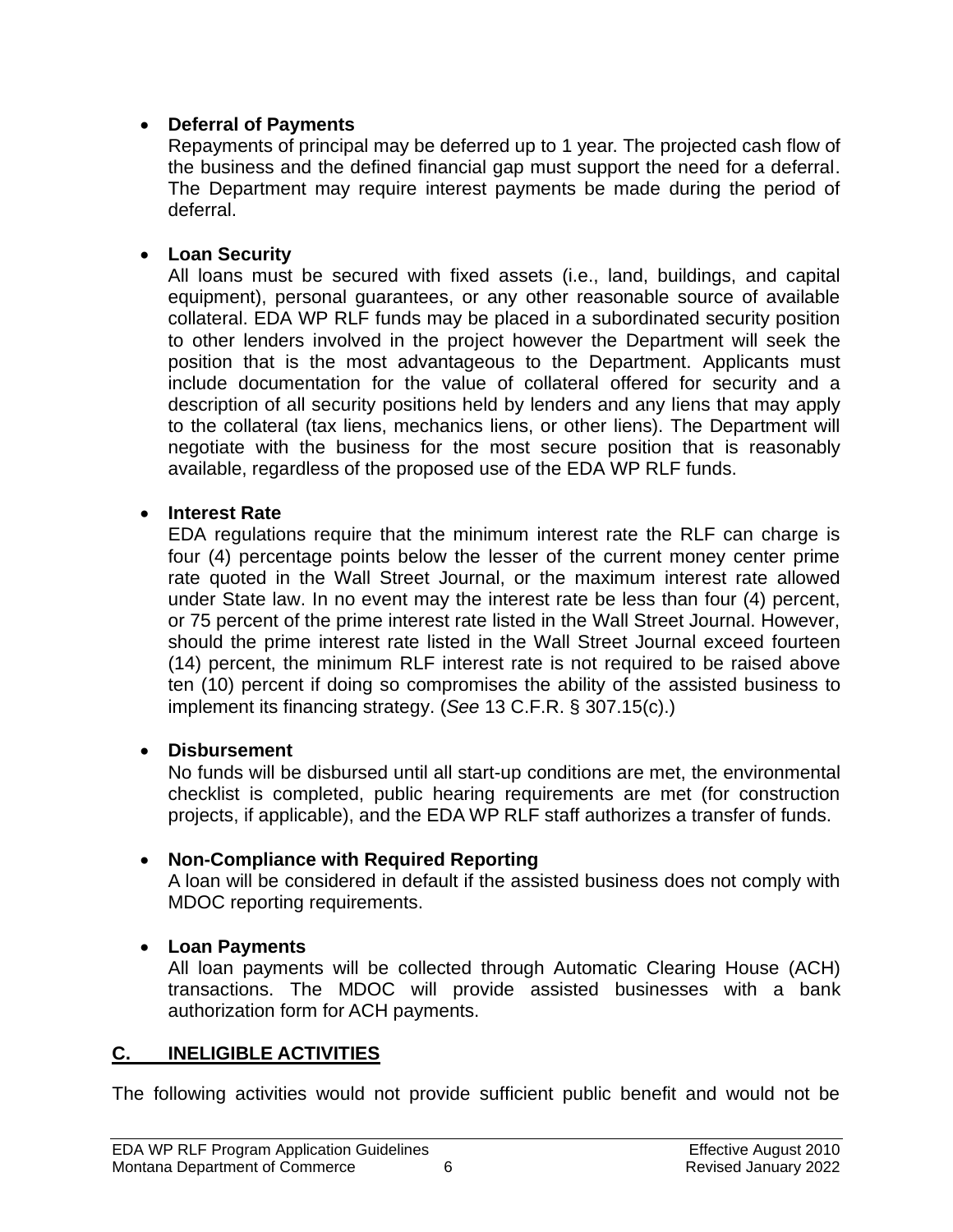- **Deferral of Payments**
  Repayments of principal may be deferred up to 1 year. The projected cash flow of the business and the defined financial gap must support the need for a deferral. The Department may require interest payments be made during the period of deferral.

- **Loan Security**
  All loans must be secured with fixed assets (i.e., land, buildings, and capital equipment), personal guarantees, or any other reasonable source of available collateral. EDA WP RLF funds may be placed in a subordinated security position to other lenders involved in the project however the Department will seek the position that is the most advantageous to the Department. Applicants must include documentation for the value of collateral offered for security and a description of all security positions held by lenders and any liens that may apply to the collateral (tax liens, mechanics liens, or other liens). The Department will negotiate with the business for the most secure position that is reasonably available, regardless of the proposed use of the EDA WP RLF funds.

- **Interest Rate**
  EDA regulations require that the minimum interest rate the RLF can charge is four (4) percentage points below the lesser of the current money center prime rate quoted in the Wall Street Journal, or the maximum interest rate allowed under State law. In no event may the interest rate be less than four (4) percent, or 75 percent of the prime interest rate listed in the Wall Street Journal. However, should the prime interest rate listed in the Wall Street Journal exceed fourteen (14) percent, the minimum RLF interest rate is not required to be raised above ten (10) percent if doing so compromises the ability of the assisted business to implement its financing strategy. (*See* 13 C.F.R. § 307.15(c).)

- **Disbursement**
  No funds will be disbursed until all start-up conditions are met, the environmental checklist is completed, public hearing requirements are met (for construction projects, if applicable), and the EDA WP RLF staff authorizes a transfer of funds.

- **Non-Compliance with Required Reporting**
  A loan will be considered in default if the assisted business does not comply with MDOC reporting requirements.

- **Loan Payments**
  All loan payments will be collected through Automatic Clearing House (ACH) transactions. The MDOC will provide assisted businesses with a bank authorization form for ACH payments.

## C. INELIGIBLE ACTIVITIES

The following activities would not provide sufficient public benefit and would not be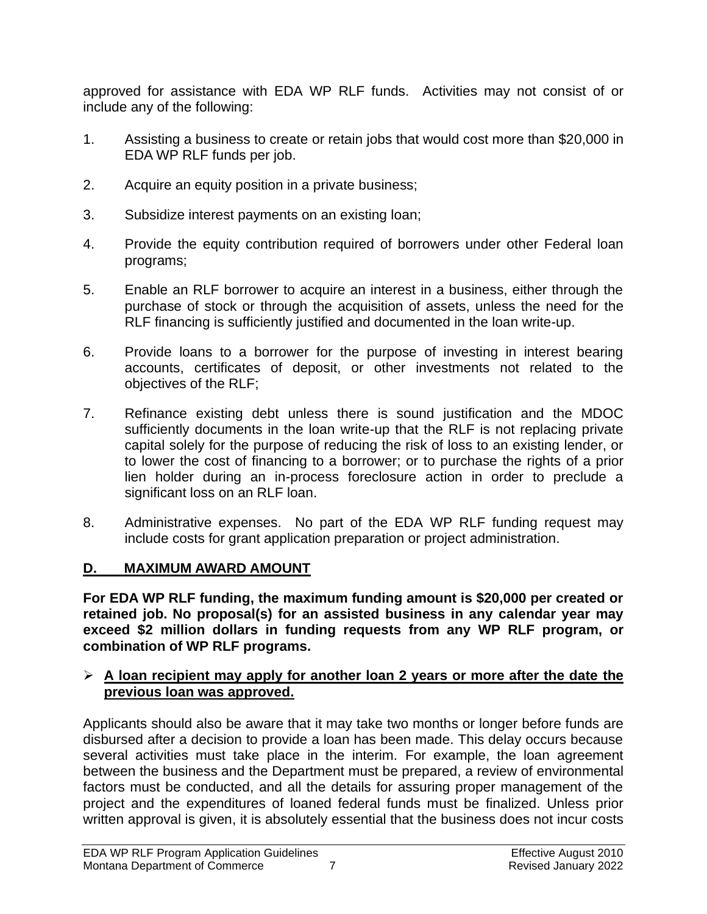approved for assistance with EDA WP RLF funds. Activities may not consist of or include any of the following:

1. Assisting a business to create or retain jobs that would cost more than $20,000 in EDA WP RLF funds per job.

2. Acquire an equity position in a private business;

3. Subsidize interest payments on an existing loan;

4. Provide the equity contribution required of borrowers under other Federal loan programs;

5. Enable an RLF borrower to acquire an interest in a business, either through the purchase of stock or through the acquisition of assets, unless the need for the RLF financing is sufficiently justified and documented in the loan write-up.

6. Provide loans to a borrower for the purpose of investing in interest bearing accounts, certificates of deposit, or other investments not related to the objectives of the RLF;

7. Refinance existing debt unless there is sound justification and the MDOC sufficiently documents in the loan write-up that the RLF is not replacing private capital solely for the purpose of reducing the risk of loss to an existing lender, or to lower the cost of financing to a borrower; or to purchase the rights of a prior lien holder during an in-process foreclosure action in order to preclude a significant loss on an RLF loan.

8. Administrative expenses. No part of the EDA WP RLF funding request may include costs for grant application preparation or project administration.

## D. MAXIMUM AWARD AMOUNT

**For EDA WP RLF funding, the maximum funding amount is $20,000 per created or retained job. No proposal(s) for an assisted business in any calendar year may exceed $2 million dollars in funding requests from any WP RLF program, or combination of WP RLF programs.**

- **A loan recipient may apply for another loan 2 years or more after the date the previous loan was approved.**

Applicants should also be aware that it may take two months or longer before funds are disbursed after a decision to provide a loan has been made. This delay occurs because several activities must take place in the interim. For example, the loan agreement between the business and the Department must be prepared, a review of environmental factors must be conducted, and all the details for assuring proper management of the project and the expenditures of loaned federal funds must be finalized. Unless prior written approval is given, it is absolutely essential that the business does not incur costs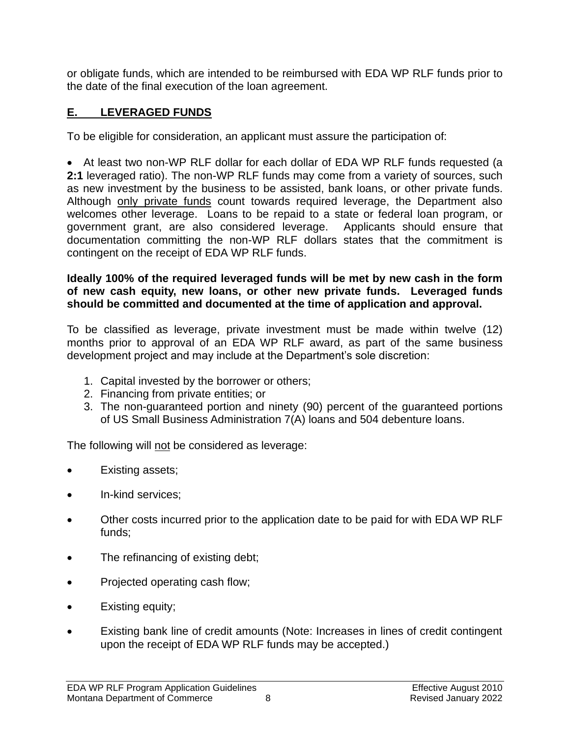or obligate funds, which are intended to be reimbursed with EDA WP RLF funds prior to the date of the final execution of the loan agreement.

## E. LEVERAGED FUNDS

To be eligible for consideration, an applicant must assure the participation of:

- At least two non-WP RLF dollar for each dollar of EDA WP RLF funds requested (a **2:1** leveraged ratio). The non-WP RLF funds may come from a variety of sources, such as new investment by the business to be assisted, bank loans, or other private funds. Although only private funds count towards required leverage, the Department also welcomes other leverage. Loans to be repaid to a state or federal loan program, or government grant, are also considered leverage. Applicants should ensure that documentation committing the non-WP RLF dollars states that the commitment is contingent on the receipt of EDA WP RLF funds.

**Ideally 100% of the required leveraged funds will be met by new cash in the form of new cash equity, new loans, or other new private funds. Leveraged funds should be committed and documented at the time of application and approval.**

To be classified as leverage, private investment must be made within twelve (12) months prior to approval of an EDA WP RLF award, as part of the same business development project and may include at the Department's sole discretion:

1. Capital invested by the borrower or others;
2. Financing from private entities; or
3. The non-guaranteed portion and ninety (90) percent of the guaranteed portions of US Small Business Administration 7(A) loans and 504 debenture loans.

The following will not be considered as leverage:

- Existing assets;
- In-kind services;
- Other costs incurred prior to the application date to be paid for with EDA WP RLF funds;
- The refinancing of existing debt;
- Projected operating cash flow;
- Existing equity;
- Existing bank line of credit amounts (Note: Increases in lines of credit contingent upon the receipt of EDA WP RLF funds may be accepted.)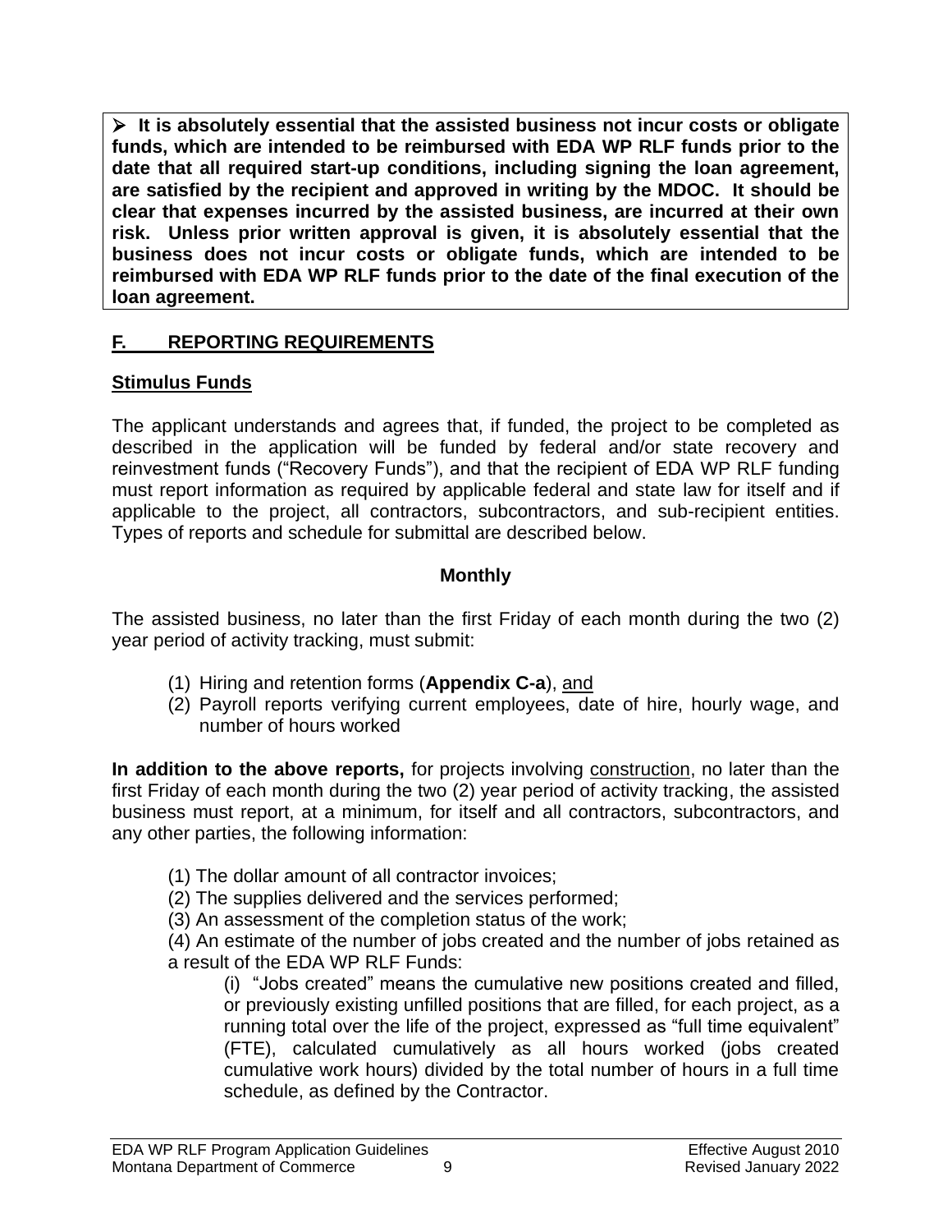➢ **It is absolutely essential that the assisted business not incur costs or obligate funds, which are intended to be reimbursed with EDA WP RLF funds prior to the date that all required start-up conditions, including signing the loan agreement, are satisfied by the recipient and approved in writing by the MDOC. It should be clear that expenses incurred by the assisted business, are incurred at their own risk. Unless prior written approval is given, it is absolutely essential that the business does not incur costs or obligate funds, which are intended to be reimbursed with EDA WP RLF funds prior to the date of the final execution of the loan agreement.**

## F. REPORTING REQUIREMENTS

### Stimulus Funds

The applicant understands and agrees that, if funded, the project to be completed as described in the application will be funded by federal and/or state recovery and reinvestment funds ("Recovery Funds"), and that the recipient of EDA WP RLF funding must report information as required by applicable federal and state law for itself and if applicable to the project, all contractors, subcontractors, and sub-recipient entities. Types of reports and schedule for submittal are described below.

**Monthly**

The assisted business, no later than the first Friday of each month during the two (2) year period of activity tracking, must submit:

(1) Hiring and retention forms (**Appendix C-a**), and
(2) Payroll reports verifying current employees, date of hire, hourly wage, and number of hours worked

**In addition to the above reports,** for projects involving construction, no later than the first Friday of each month during the two (2) year period of activity tracking, the assisted business must report, at a minimum, for itself and all contractors, subcontractors, and any other parties, the following information:

(1) The dollar amount of all contractor invoices;
(2) The supplies delivered and the services performed;
(3) An assessment of the completion status of the work;
(4) An estimate of the number of jobs created and the number of jobs retained as a result of the EDA WP RLF Funds:

(i) "Jobs created" means the cumulative new positions created and filled, or previously existing unfilled positions that are filled, for each project, as a running total over the life of the project, expressed as "full time equivalent" (FTE), calculated cumulatively as all hours worked (jobs created cumulative work hours) divided by the total number of hours in a full time schedule, as defined by the Contractor.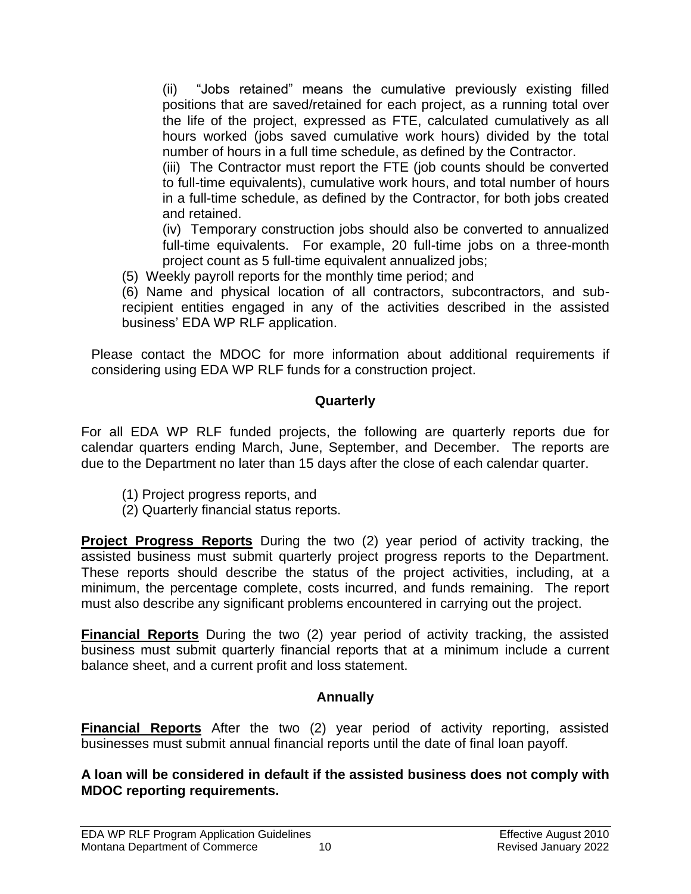(ii) "Jobs retained" means the cumulative previously existing filled positions that are saved/retained for each project, as a running total over the life of the project, expressed as FTE, calculated cumulatively as all hours worked (jobs saved cumulative work hours) divided by the total number of hours in a full time schedule, as defined by the Contractor.

(iii) The Contractor must report the FTE (job counts should be converted to full-time equivalents), cumulative work hours, and total number of hours in a full-time schedule, as defined by the Contractor, for both jobs created and retained.

(iv) Temporary construction jobs should also be converted to annualized full-time equivalents. For example, 20 full-time jobs on a three-month project count as 5 full-time equivalent annualized jobs;

(5) Weekly payroll reports for the monthly time period; and

(6) Name and physical location of all contractors, subcontractors, and sub-recipient entities engaged in any of the activities described in the assisted business' EDA WP RLF application.

Please contact the MDOC for more information about additional requirements if considering using EDA WP RLF funds for a construction project.

**Quarterly**

For all EDA WP RLF funded projects, the following are quarterly reports due for calendar quarters ending March, June, September, and December. The reports are due to the Department no later than 15 days after the close of each calendar quarter.

(1) Project progress reports, and
(2) Quarterly financial status reports.

**Project Progress Reports** During the two (2) year period of activity tracking, the assisted business must submit quarterly project progress reports to the Department. These reports should describe the status of the project activities, including, at a minimum, the percentage complete, costs incurred, and funds remaining. The report must also describe any significant problems encountered in carrying out the project.

**Financial Reports** During the two (2) year period of activity tracking, the assisted business must submit quarterly financial reports that at a minimum include a current balance sheet, and a current profit and loss statement.

**Annually**

**Financial Reports** After the two (2) year period of activity reporting, assisted businesses must submit annual financial reports until the date of final loan payoff.

**A loan will be considered in default if the assisted business does not comply with MDOC reporting requirements.**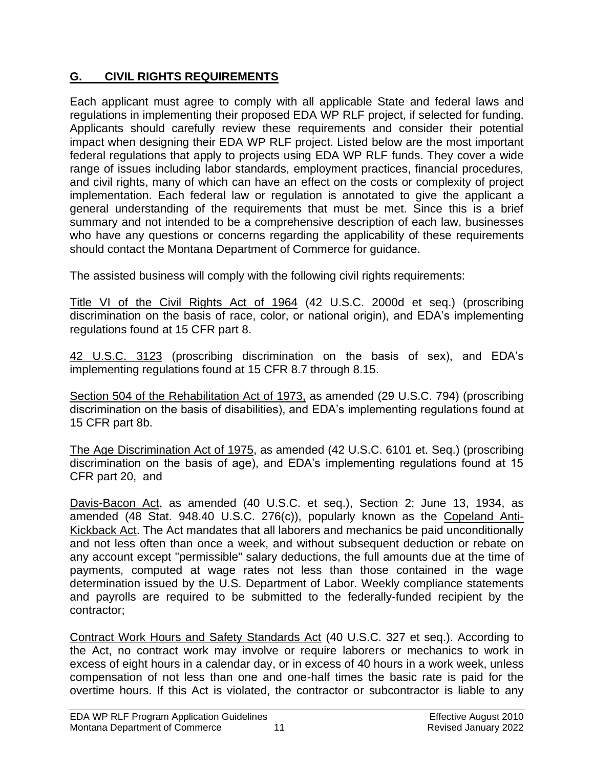## G. CIVIL RIGHTS REQUIREMENTS

Each applicant must agree to comply with all applicable State and federal laws and regulations in implementing their proposed EDA WP RLF project, if selected for funding. Applicants should carefully review these requirements and consider their potential impact when designing their EDA WP RLF project. Listed below are the most important federal regulations that apply to projects using EDA WP RLF funds. They cover a wide range of issues including labor standards, employment practices, financial procedures, and civil rights, many of which can have an effect on the costs or complexity of project implementation. Each federal law or regulation is annotated to give the applicant a general understanding of the requirements that must be met. Since this is a brief summary and not intended to be a comprehensive description of each law, businesses who have any questions or concerns regarding the applicability of these requirements should contact the Montana Department of Commerce for guidance.

The assisted business will comply with the following civil rights requirements:

Title VI of the Civil Rights Act of 1964 (42 U.S.C. 2000d et seq.) (proscribing discrimination on the basis of race, color, or national origin), and EDA's implementing regulations found at 15 CFR part 8.

42 U.S.C. 3123 (proscribing discrimination on the basis of sex), and EDA's implementing regulations found at 15 CFR 8.7 through 8.15.

Section 504 of the Rehabilitation Act of 1973, as amended (29 U.S.C. 794) (proscribing discrimination on the basis of disabilities), and EDA's implementing regulations found at 15 CFR part 8b.

The Age Discrimination Act of 1975, as amended (42 U.S.C. 6101 et. Seq.) (proscribing discrimination on the basis of age), and EDA's implementing regulations found at 15 CFR part 20, and

Davis-Bacon Act, as amended (40 U.S.C. et seq.), Section 2; June 13, 1934, as amended (48 Stat. 948.40 U.S.C. 276(c)), popularly known as the Copeland Anti-Kickback Act. The Act mandates that all laborers and mechanics be paid unconditionally and not less often than once a week, and without subsequent deduction or rebate on any account except "permissible" salary deductions, the full amounts due at the time of payments, computed at wage rates not less than those contained in the wage determination issued by the U.S. Department of Labor. Weekly compliance statements and payrolls are required to be submitted to the federally-funded recipient by the contractor;

Contract Work Hours and Safety Standards Act (40 U.S.C. 327 et seq.). According to the Act, no contract work may involve or require laborers or mechanics to work in excess of eight hours in a calendar day, or in excess of 40 hours in a work week, unless compensation of not less than one and one-half times the basic rate is paid for the overtime hours. If this Act is violated, the contractor or subcontractor is liable to any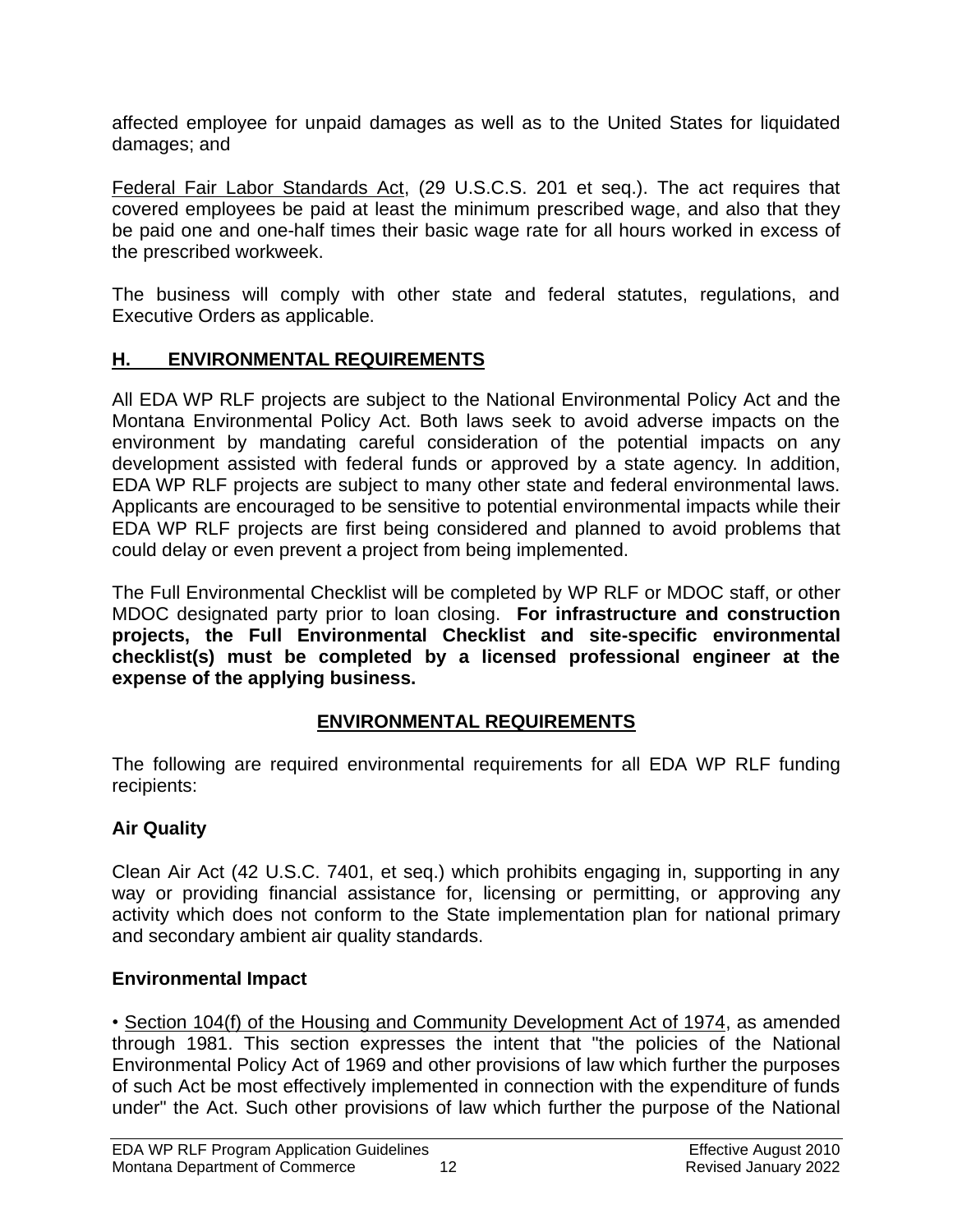affected employee for unpaid damages as well as to the United States for liquidated damages; and

<u>Federal Fair Labor Standards Act</u>, (29 U.S.C.S. 201 et seq.). The act requires that covered employees be paid at least the minimum prescribed wage, and also that they be paid one and one-half times their basic wage rate for all hours worked in excess of the prescribed workweek.

The business will comply with other state and federal statutes, regulations, and Executive Orders as applicable.

## H. ENVIRONMENTAL REQUIREMENTS

All EDA WP RLF projects are subject to the National Environmental Policy Act and the Montana Environmental Policy Act. Both laws seek to avoid adverse impacts on the environment by mandating careful consideration of the potential impacts on any development assisted with federal funds or approved by a state agency. In addition, EDA WP RLF projects are subject to many other state and federal environmental laws. Applicants are encouraged to be sensitive to potential environmental impacts while their EDA WP RLF projects are first being considered and planned to avoid problems that could delay or even prevent a project from being implemented.

The Full Environmental Checklist will be completed by WP RLF or MDOC staff, or other MDOC designated party prior to loan closing. **For infrastructure and construction projects, the Full Environmental Checklist and site-specific environmental checklist(s) must be completed by a licensed professional engineer at the expense of the applying business.**

## ENVIRONMENTAL REQUIREMENTS

The following are required environmental requirements for all EDA WP RLF funding recipients:

### Air Quality

Clean Air Act (42 U.S.C. 7401, et seq.) which prohibits engaging in, supporting in any way or providing financial assistance for, licensing or permitting, or approving any activity which does not conform to the State implementation plan for national primary and secondary ambient air quality standards.

### Environmental Impact

• <u>Section 104(f) of the Housing and Community Development Act of 1974</u>, as amended through 1981. This section expresses the intent that "the policies of the National Environmental Policy Act of 1969 and other provisions of law which further the purposes of such Act be most effectively implemented in connection with the expenditure of funds under" the Act. Such other provisions of law which further the purpose of the National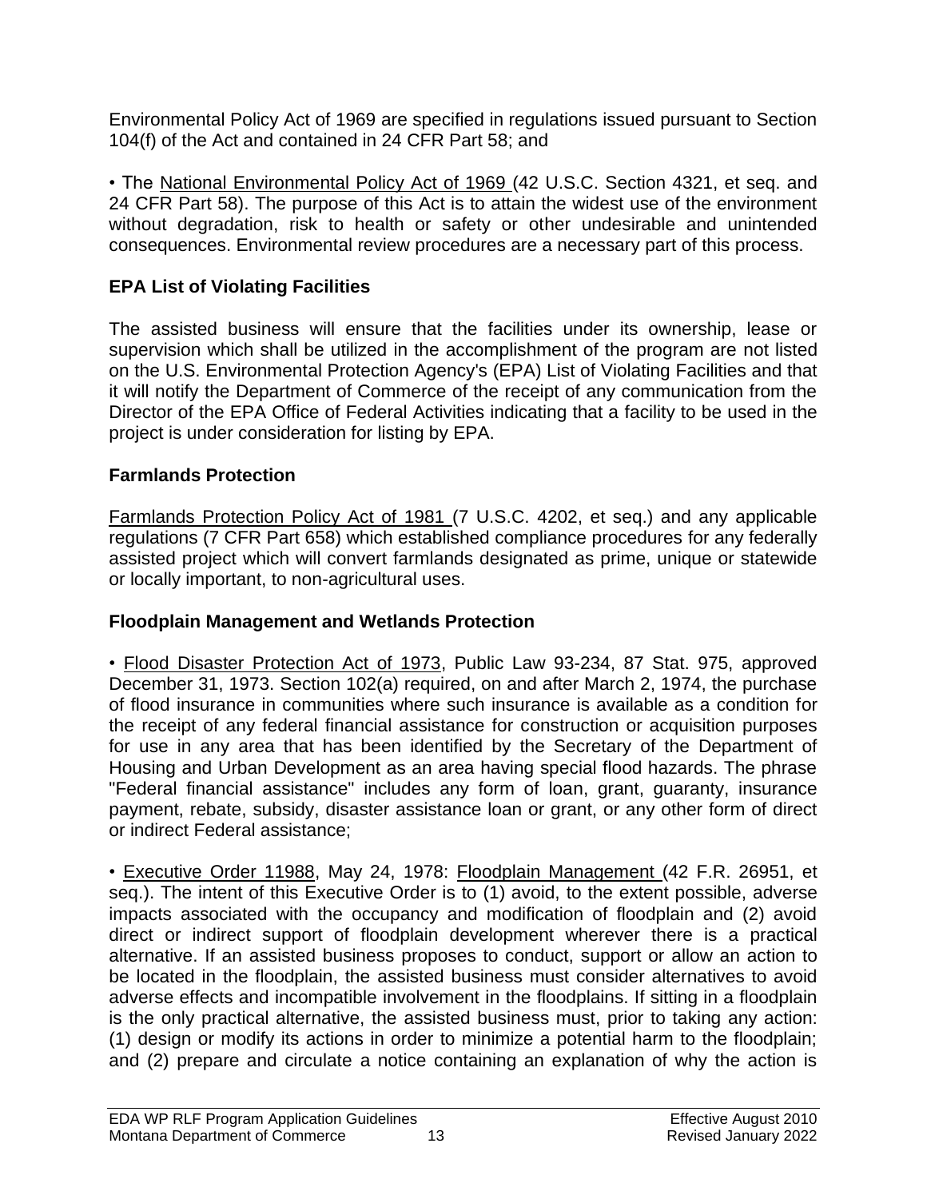Environmental Policy Act of 1969 are specified in regulations issued pursuant to Section 104(f) of the Act and contained in 24 CFR Part 58; and

• The National Environmental Policy Act of 1969 (42 U.S.C. Section 4321, et seq. and 24 CFR Part 58). The purpose of this Act is to attain the widest use of the environment without degradation, risk to health or safety or other undesirable and unintended consequences. Environmental review procedures are a necessary part of this process.

### EPA List of Violating Facilities

The assisted business will ensure that the facilities under its ownership, lease or supervision which shall be utilized in the accomplishment of the program are not listed on the U.S. Environmental Protection Agency's (EPA) List of Violating Facilities and that it will notify the Department of Commerce of the receipt of any communication from the Director of the EPA Office of Federal Activities indicating that a facility to be used in the project is under consideration for listing by EPA.

### Farmlands Protection

Farmlands Protection Policy Act of 1981 (7 U.S.C. 4202, et seq.) and any applicable regulations (7 CFR Part 658) which established compliance procedures for any federally assisted project which will convert farmlands designated as prime, unique or statewide or locally important, to non-agricultural uses.

### Floodplain Management and Wetlands Protection

• Flood Disaster Protection Act of 1973, Public Law 93-234, 87 Stat. 975, approved December 31, 1973. Section 102(a) required, on and after March 2, 1974, the purchase of flood insurance in communities where such insurance is available as a condition for the receipt of any federal financial assistance for construction or acquisition purposes for use in any area that has been identified by the Secretary of the Department of Housing and Urban Development as an area having special flood hazards. The phrase "Federal financial assistance" includes any form of loan, grant, guaranty, insurance payment, rebate, subsidy, disaster assistance loan or grant, or any other form of direct or indirect Federal assistance;

• Executive Order 11988, May 24, 1978: Floodplain Management (42 F.R. 26951, et seq.). The intent of this Executive Order is to (1) avoid, to the extent possible, adverse impacts associated with the occupancy and modification of floodplain and (2) avoid direct or indirect support of floodplain development wherever there is a practical alternative. If an assisted business proposes to conduct, support or allow an action to be located in the floodplain, the assisted business must consider alternatives to avoid adverse effects and incompatible involvement in the floodplains. If sitting in a floodplain is the only practical alternative, the assisted business must, prior to taking any action: (1) design or modify its actions in order to minimize a potential harm to the floodplain; and (2) prepare and circulate a notice containing an explanation of why the action is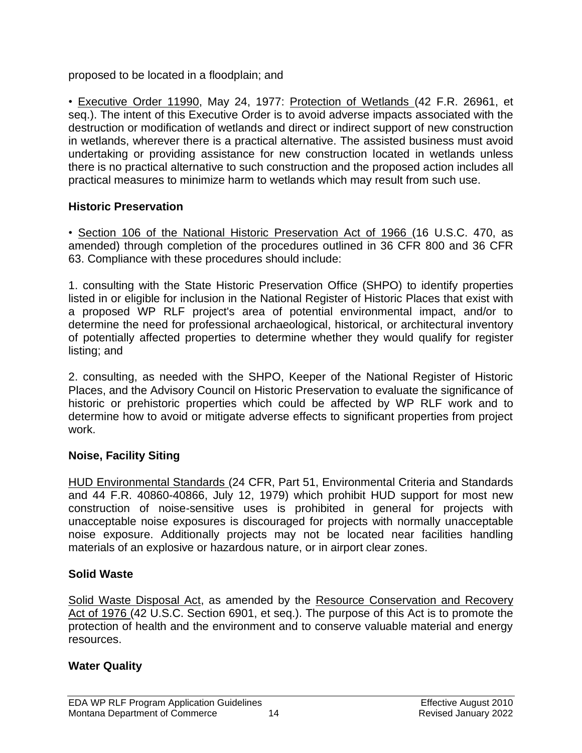proposed to be located in a floodplain; and

• Executive Order 11990, May 24, 1977: Protection of Wetlands (42 F.R. 26961, et seq.). The intent of this Executive Order is to avoid adverse impacts associated with the destruction or modification of wetlands and direct or indirect support of new construction in wetlands, wherever there is a practical alternative. The assisted business must avoid undertaking or providing assistance for new construction located in wetlands unless there is no practical alternative to such construction and the proposed action includes all practical measures to minimize harm to wetlands which may result from such use.

**Historic Preservation**

• Section 106 of the National Historic Preservation Act of 1966 (16 U.S.C. 470, as amended) through completion of the procedures outlined in 36 CFR 800 and 36 CFR 63. Compliance with these procedures should include:

1. consulting with the State Historic Preservation Office (SHPO) to identify properties listed in or eligible for inclusion in the National Register of Historic Places that exist with a proposed WP RLF project's area of potential environmental impact, and/or to determine the need for professional archaeological, historical, or architectural inventory of potentially affected properties to determine whether they would qualify for register listing; and

2. consulting, as needed with the SHPO, Keeper of the National Register of Historic Places, and the Advisory Council on Historic Preservation to evaluate the significance of historic or prehistoric properties which could be affected by WP RLF work and to determine how to avoid or mitigate adverse effects to significant properties from project work.

**Noise, Facility Siting**

HUD Environmental Standards (24 CFR, Part 51, Environmental Criteria and Standards and 44 F.R. 40860-40866, July 12, 1979) which prohibit HUD support for most new construction of noise-sensitive uses is prohibited in general for projects with unacceptable noise exposures is discouraged for projects with normally unacceptable noise exposure. Additionally projects may not be located near facilities handling materials of an explosive or hazardous nature, or in airport clear zones.

**Solid Waste**

Solid Waste Disposal Act, as amended by the Resource Conservation and Recovery Act of 1976 (42 U.S.C. Section 6901, et seq.). The purpose of this Act is to promote the protection of health and the environment and to conserve valuable material and energy resources.

**Water Quality**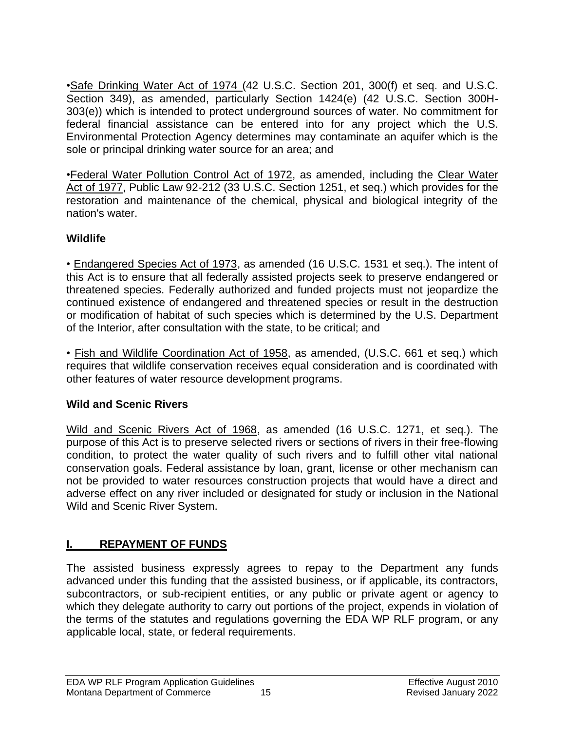•Safe Drinking Water Act of 1974 (42 U.S.C. Section 201, 300(f) et seq. and U.S.C. Section 349), as amended, particularly Section 1424(e) (42 U.S.C. Section 300H-303(e)) which is intended to protect underground sources of water. No commitment for federal financial assistance can be entered into for any project which the U.S. Environmental Protection Agency determines may contaminate an aquifer which is the sole or principal drinking water source for an area; and

•Federal Water Pollution Control Act of 1972, as amended, including the Clear Water Act of 1977, Public Law 92-212 (33 U.S.C. Section 1251, et seq.) which provides for the restoration and maintenance of the chemical, physical and biological integrity of the nation's water.

**Wildlife**

• Endangered Species Act of 1973, as amended (16 U.S.C. 1531 et seq.). The intent of this Act is to ensure that all federally assisted projects seek to preserve endangered or threatened species. Federally authorized and funded projects must not jeopardize the continued existence of endangered and threatened species or result in the destruction or modification of habitat of such species which is determined by the U.S. Department of the Interior, after consultation with the state, to be critical; and

• Fish and Wildlife Coordination Act of 1958, as amended, (U.S.C. 661 et seq.) which requires that wildlife conservation receives equal consideration and is coordinated with other features of water resource development programs.

**Wild and Scenic Rivers**

Wild and Scenic Rivers Act of 1968, as amended (16 U.S.C. 1271, et seq.). The purpose of this Act is to preserve selected rivers or sections of rivers in their free-flowing condition, to protect the water quality of such rivers and to fulfill other vital national conservation goals. Federal assistance by loan, grant, license or other mechanism can not be provided to water resources construction projects that would have a direct and adverse effect on any river included or designated for study or inclusion in the National Wild and Scenic River System.

## I. REPAYMENT OF FUNDS

The assisted business expressly agrees to repay to the Department any funds advanced under this funding that the assisted business, or if applicable, its contractors, subcontractors, or sub-recipient entities, or any public or private agent or agency to which they delegate authority to carry out portions of the project, expends in violation of the terms of the statutes and regulations governing the EDA WP RLF program, or any applicable local, state, or federal requirements.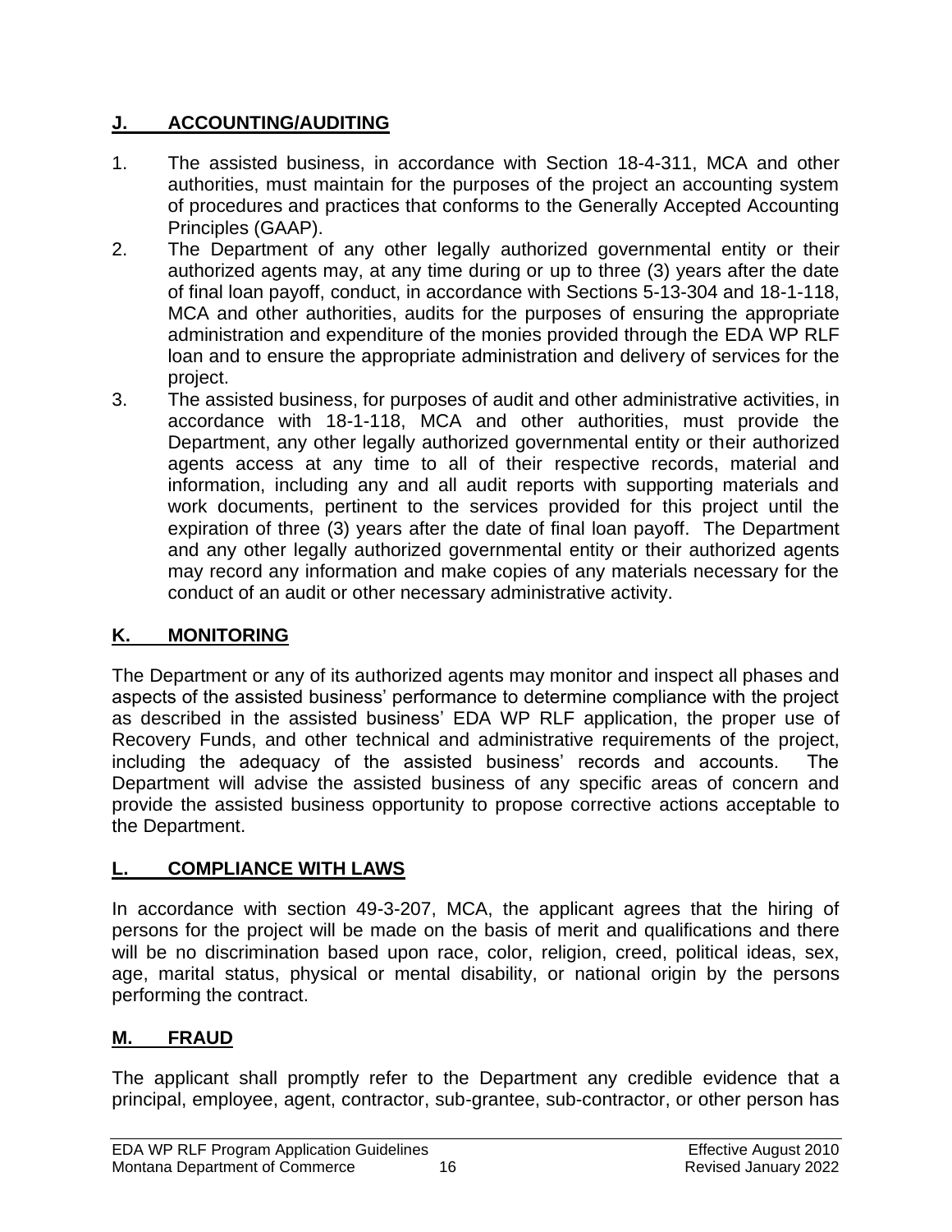## **J. ACCOUNTING/AUDITING**

1. The assisted business, in accordance with Section 18-4-311, MCA and other authorities, must maintain for the purposes of the project an accounting system of procedures and practices that conforms to the Generally Accepted Accounting Principles (GAAP).
2. The Department of any other legally authorized governmental entity or their authorized agents may, at any time during or up to three (3) years after the date of final loan payoff, conduct, in accordance with Sections 5-13-304 and 18-1-118, MCA and other authorities, audits for the purposes of ensuring the appropriate administration and expenditure of the monies provided through the EDA WP RLF loan and to ensure the appropriate administration and delivery of services for the project.
3. The assisted business, for purposes of audit and other administrative activities, in accordance with 18-1-118, MCA and other authorities, must provide the Department, any other legally authorized governmental entity or their authorized agents access at any time to all of their respective records, material and information, including any and all audit reports with supporting materials and work documents, pertinent to the services provided for this project until the expiration of three (3) years after the date of final loan payoff. The Department and any other legally authorized governmental entity or their authorized agents may record any information and make copies of any materials necessary for the conduct of an audit or other necessary administrative activity.

## **K. MONITORING**

The Department or any of its authorized agents may monitor and inspect all phases and aspects of the assisted business' performance to determine compliance with the project as described in the assisted business' EDA WP RLF application, the proper use of Recovery Funds, and other technical and administrative requirements of the project, including the adequacy of the assisted business' records and accounts. The Department will advise the assisted business of any specific areas of concern and provide the assisted business opportunity to propose corrective actions acceptable to the Department.

## **L. COMPLIANCE WITH LAWS**

In accordance with section 49-3-207, MCA, the applicant agrees that the hiring of persons for the project will be made on the basis of merit and qualifications and there will be no discrimination based upon race, color, religion, creed, political ideas, sex, age, marital status, physical or mental disability, or national origin by the persons performing the contract.

## **M. FRAUD**

The applicant shall promptly refer to the Department any credible evidence that a principal, employee, agent, contractor, sub-grantee, sub-contractor, or other person has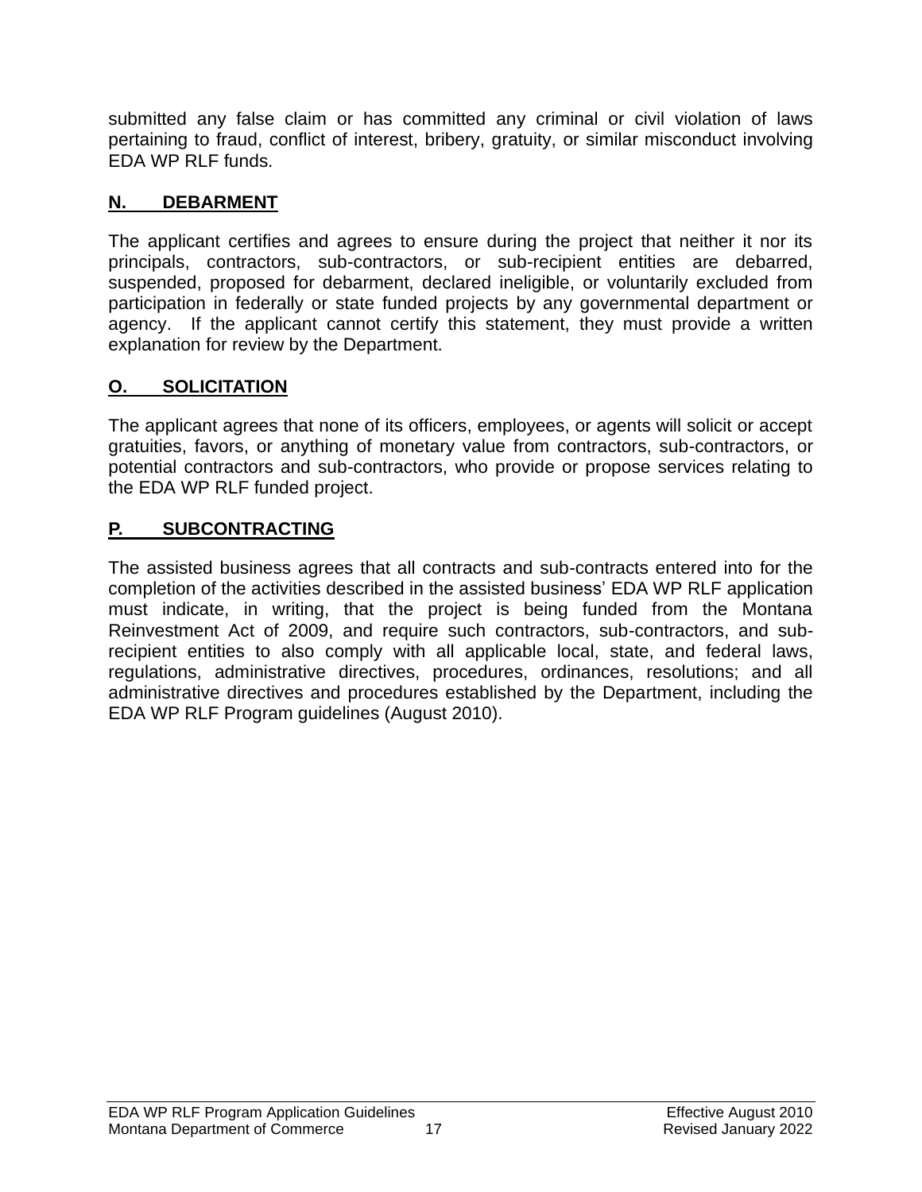submitted any false claim or has committed any criminal or civil violation of laws pertaining to fraud, conflict of interest, bribery, gratuity, or similar misconduct involving EDA WP RLF funds.

## N. DEBARMENT

The applicant certifies and agrees to ensure during the project that neither it nor its principals, contractors, sub-contractors, or sub-recipient entities are debarred, suspended, proposed for debarment, declared ineligible, or voluntarily excluded from participation in federally or state funded projects by any governmental department or agency. If the applicant cannot certify this statement, they must provide a written explanation for review by the Department.

## O. SOLICITATION

The applicant agrees that none of its officers, employees, or agents will solicit or accept gratuities, favors, or anything of monetary value from contractors, sub-contractors, or potential contractors and sub-contractors, who provide or propose services relating to the EDA WP RLF funded project.

## P. SUBCONTRACTING

The assisted business agrees that all contracts and sub-contracts entered into for the completion of the activities described in the assisted business' EDA WP RLF application must indicate, in writing, that the project is being funded from the Montana Reinvestment Act of 2009, and require such contractors, sub-contractors, and sub-recipient entities to also comply with all applicable local, state, and federal laws, regulations, administrative directives, procedures, ordinances, resolutions; and all administrative directives and procedures established by the Department, including the EDA WP RLF Program guidelines (August 2010).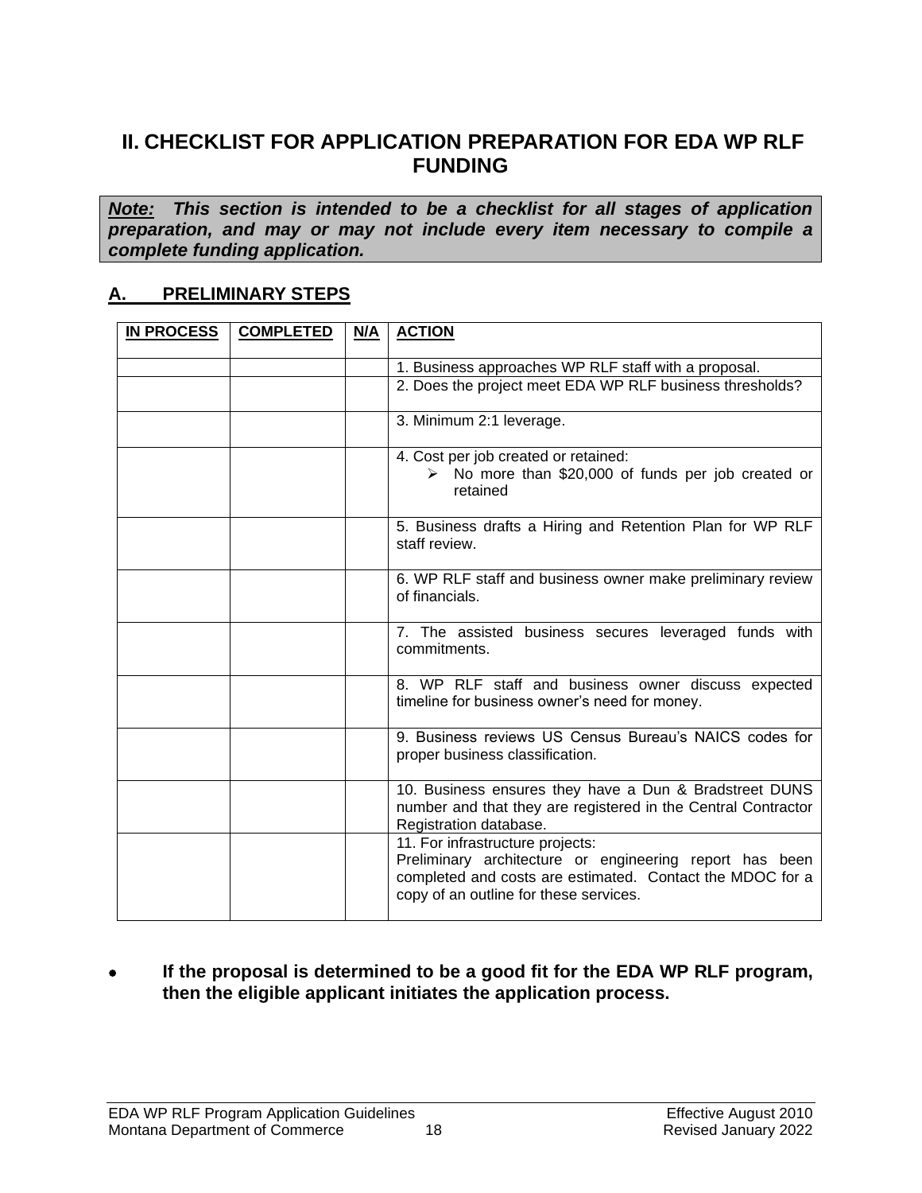# II. CHECKLIST FOR APPLICATION PREPARATION FOR EDA WP RLF FUNDING

***Note:* This section is intended to be a checklist for all stages of application preparation, and may or may not include every item necessary to compile a complete funding application.**

## A. PRELIMINARY STEPS

| IN PROCESS | COMPLETED | N/A | ACTION |
|---|---|---|---|
| | | | 1. Business approaches WP RLF staff with a proposal. |
| | | | 2. Does the project meet EDA WP RLF business thresholds? |
| | | | 3. Minimum 2:1 leverage. |
| | | | 4. Cost per job created or retained: ➢ No more than $20,000 of funds per job created or retained |
| | | | 5. Business drafts a Hiring and Retention Plan for WP RLF staff review. |
| | | | 6. WP RLF staff and business owner make preliminary review of financials. |
| | | | 7. The assisted business secures leveraged funds with commitments. |
| | | | 8. WP RLF staff and business owner discuss expected timeline for business owner's need for money. |
| | | | 9. Business reviews US Census Bureau's NAICS codes for proper business classification. |
| | | | 10. Business ensures they have a Dun & Bradstreet DUNS number and that they are registered in the Central Contractor Registration database. |
| | | | 11. For infrastructure projects: Preliminary architecture or engineering report has been completed and costs are estimated. Contact the MDOC for a copy of an outline for these services. |

- **If the proposal is determined to be a good fit for the EDA WP RLF program, then the eligible applicant initiates the application process.**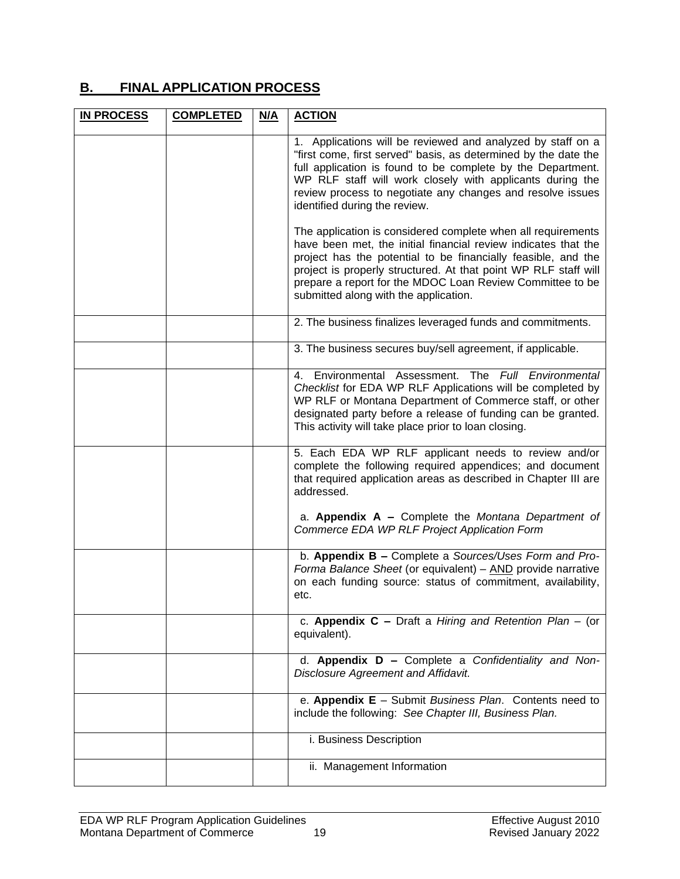## B. FINAL APPLICATION PROCESS

| IN PROCESS | COMPLETED | N/A | ACTION |
|---|---|---|---|
| | | | 1. Applications will be reviewed and analyzed by staff on a "first come, first served" basis, as determined by the date the full application is found to be complete by the Department. WP RLF staff will work closely with applicants during the review process to negotiate any changes and resolve issues identified during the review.<br><br>The application is considered complete when all requirements have been met, the initial financial review indicates that the project has the potential to be financially feasible, and the project is properly structured. At that point WP RLF staff will prepare a report for the MDOC Loan Review Committee to be submitted along with the application. |
| | | | 2. The business finalizes leveraged funds and commitments. |
| | | | 3. The business secures buy/sell agreement, if applicable. |
| | | | 4. Environmental Assessment. The *Full Environmental Checklist* for EDA WP RLF Applications will be completed by WP RLF or Montana Department of Commerce staff, or other designated party before a release of funding can be granted. This activity will take place prior to loan closing. |
| | | | 5. Each EDA WP RLF applicant needs to review and/or complete the following required appendices; and document that required application areas as described in Chapter III are addressed.<br><br>a. **Appendix A –** Complete the *Montana Department of Commerce EDA WP RLF Project Application Form* |
| | | | b. **Appendix B –** Complete a *Sources/Uses Form and Pro-Forma Balance Sheet* (or equivalent) – <u>AND</u> provide narrative on each funding source: status of commitment, availability, etc. |
| | | | c. **Appendix C –** Draft a *Hiring and Retention Plan* – (or equivalent). |
| | | | d. **Appendix D –** Complete a *Confidentiality and Non-Disclosure Agreement and Affidavit.* |
| | | | e. **Appendix E** – Submit *Business Plan*. Contents need to include the following: *See Chapter III, Business Plan.* |
| | | | i. Business Description |
| | | | ii. Management Information |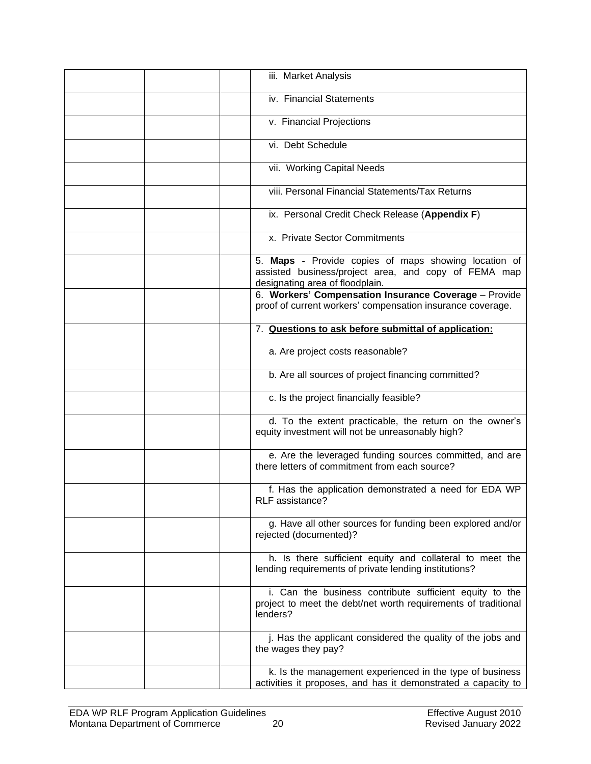| | | | |
|---|---|---|---|
| | | | iii. Market Analysis |
| | | | iv. Financial Statements |
| | | | v. Financial Projections |
| | | | vi. Debt Schedule |
| | | | vii. Working Capital Needs |
| | | | viii. Personal Financial Statements/Tax Returns |
| | | | ix. Personal Credit Check Release (**Appendix F**) |
| | | | x. Private Sector Commitments |
| | | | 5. **Maps -** Provide copies of maps showing location of assisted business/project area, and copy of FEMA map designating area of floodplain. |
| | | | 6. **Workers' Compensation Insurance Coverage** – Provide proof of current workers' compensation insurance coverage. |
| | | | 7. **<u>Questions to ask before submittal of application:</u>** <br><br> a. Are project costs reasonable? |
| | | | b. Are all sources of project financing committed? |
| | | | c. Is the project financially feasible? |
| | | | d. To the extent practicable, the return on the owner's equity investment will not be unreasonably high? |
| | | | e. Are the leveraged funding sources committed, and are there letters of commitment from each source? |
| | | | f. Has the application demonstrated a need for EDA WP RLF assistance? |
| | | | g. Have all other sources for funding been explored and/or rejected (documented)? |
| | | | h. Is there sufficient equity and collateral to meet the lending requirements of private lending institutions? |
| | | | i. Can the business contribute sufficient equity to the project to meet the debt/net worth requirements of traditional lenders? |
| | | | j. Has the applicant considered the quality of the jobs and the wages they pay? |
| | | | k. Is the management experienced in the type of business activities it proposes, and has it demonstrated a capacity to |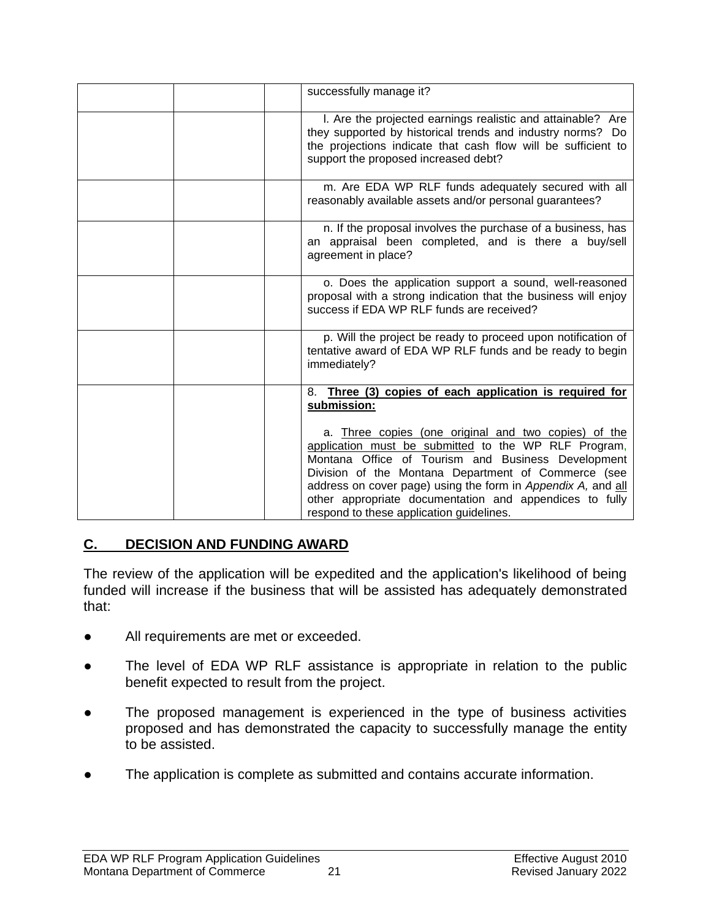| | | | |
|---|---|---|---|
| | | | successfully manage it? |
| | | | l. Are the projected earnings realistic and attainable? Are they supported by historical trends and industry norms? Do the projections indicate that cash flow will be sufficient to support the proposed increased debt? |
| | | | m. Are EDA WP RLF funds adequately secured with all reasonably available assets and/or personal guarantees? |
| | | | n. If the proposal involves the purchase of a business, has an appraisal been completed, and is there a buy/sell agreement in place? |
| | | | o. Does the application support a sound, well-reasoned proposal with a strong indication that the business will enjoy success if EDA WP RLF funds are received? |
| | | | p. Will the project be ready to proceed upon notification of tentative award of EDA WP RLF funds and be ready to begin immediately? |
| | | | 8. **Three (3) copies of each application is required for submission:**<br><br>a. Three copies (one original and two copies) of the application must be submitted to the WP RLF Program, Montana Office of Tourism and Business Development Division of the Montana Department of Commerce (see address on cover page) using the form in *Appendix A,* and all other appropriate documentation and appendices to fully respond to these application guidelines. |

## C. DECISION AND FUNDING AWARD

The review of the application will be expedited and the application's likelihood of being funded will increase if the business that will be assisted has adequately demonstrated that:

- All requirements are met or exceeded.
- The level of EDA WP RLF assistance is appropriate in relation to the public benefit expected to result from the project.
- The proposed management is experienced in the type of business activities proposed and has demonstrated the capacity to successfully manage the entity to be assisted.
- The application is complete as submitted and contains accurate information.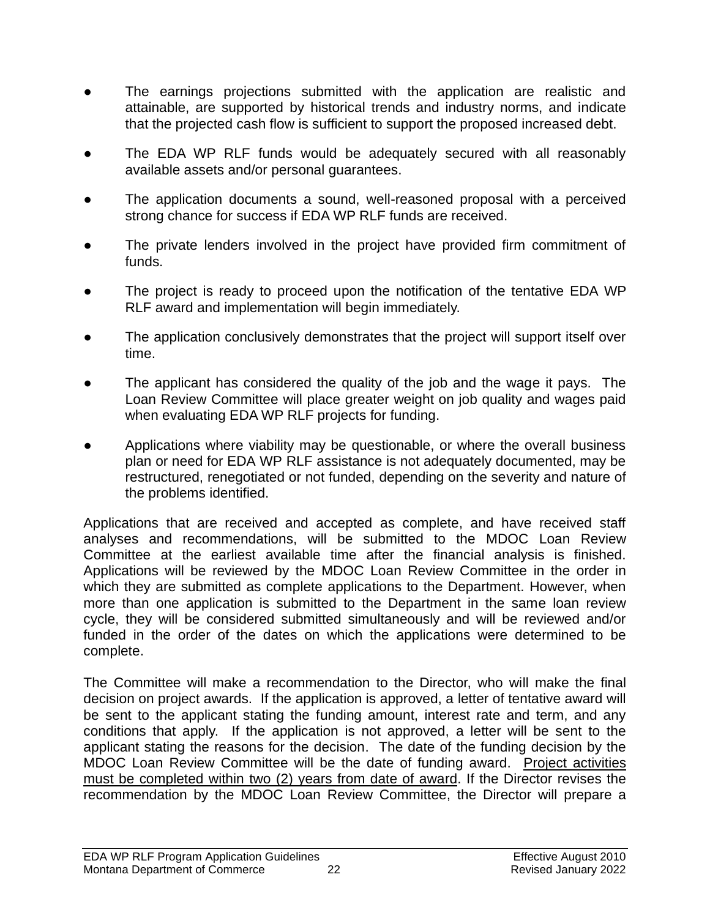- The earnings projections submitted with the application are realistic and attainable, are supported by historical trends and industry norms, and indicate that the projected cash flow is sufficient to support the proposed increased debt.
- The EDA WP RLF funds would be adequately secured with all reasonably available assets and/or personal guarantees.
- The application documents a sound, well-reasoned proposal with a perceived strong chance for success if EDA WP RLF funds are received.
- The private lenders involved in the project have provided firm commitment of funds.
- The project is ready to proceed upon the notification of the tentative EDA WP RLF award and implementation will begin immediately.
- The application conclusively demonstrates that the project will support itself over time.
- The applicant has considered the quality of the job and the wage it pays. The Loan Review Committee will place greater weight on job quality and wages paid when evaluating EDA WP RLF projects for funding.
- Applications where viability may be questionable, or where the overall business plan or need for EDA WP RLF assistance is not adequately documented, may be restructured, renegotiated or not funded, depending on the severity and nature of the problems identified.

Applications that are received and accepted as complete, and have received staff analyses and recommendations, will be submitted to the MDOC Loan Review Committee at the earliest available time after the financial analysis is finished. Applications will be reviewed by the MDOC Loan Review Committee in the order in which they are submitted as complete applications to the Department. However, when more than one application is submitted to the Department in the same loan review cycle, they will be considered submitted simultaneously and will be reviewed and/or funded in the order of the dates on which the applications were determined to be complete.

The Committee will make a recommendation to the Director, who will make the final decision on project awards. If the application is approved, a letter of tentative award will be sent to the applicant stating the funding amount, interest rate and term, and any conditions that apply. If the application is not approved, a letter will be sent to the applicant stating the reasons for the decision. The date of the funding decision by the MDOC Loan Review Committee will be the date of funding award. <u>Project activities must be completed within two (2) years from date of award</u>. If the Director revises the recommendation by the MDOC Loan Review Committee, the Director will prepare a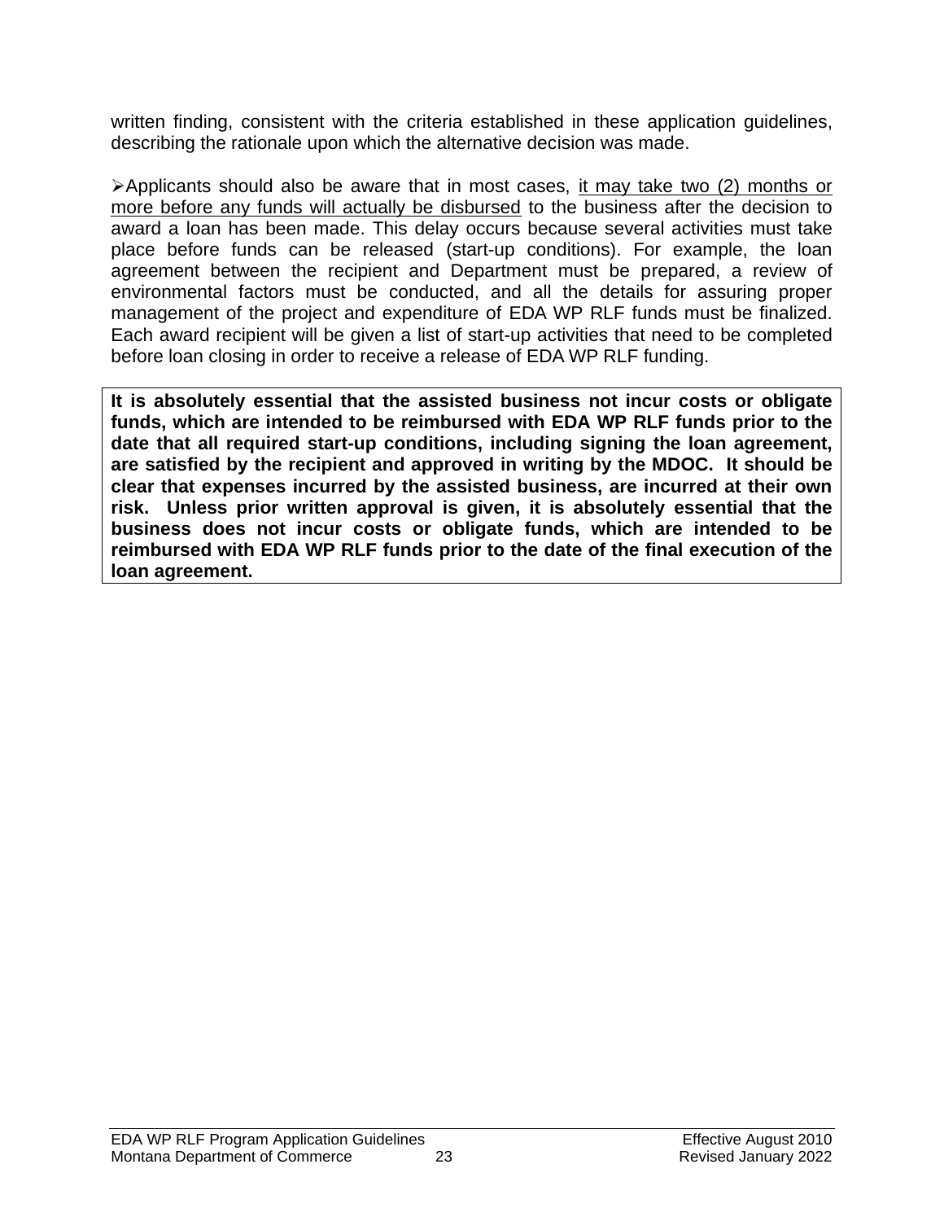written finding, consistent with the criteria established in these application guidelines, describing the rationale upon which the alternative decision was made.

➢Applicants should also be aware that in most cases, <u>it may take two (2) months or more before any funds will actually be disbursed</u> to the business after the decision to award a loan has been made. This delay occurs because several activities must take place before funds can be released (start-up conditions). For example, the loan agreement between the recipient and Department must be prepared, a review of environmental factors must be conducted, and all the details for assuring proper management of the project and expenditure of EDA WP RLF funds must be finalized. Each award recipient will be given a list of start-up activities that need to be completed before loan closing in order to receive a release of EDA WP RLF funding.

**It is absolutely essential that the assisted business not incur costs or obligate funds, which are intended to be reimbursed with EDA WP RLF funds prior to the date that all required start-up conditions, including signing the loan agreement, are satisfied by the recipient and approved in writing by the MDOC. It should be clear that expenses incurred by the assisted business, are incurred at their own risk. Unless prior written approval is given, it is absolutely essential that the business does not incur costs or obligate funds, which are intended to be reimbursed with EDA WP RLF funds prior to the date of the final execution of the loan agreement.**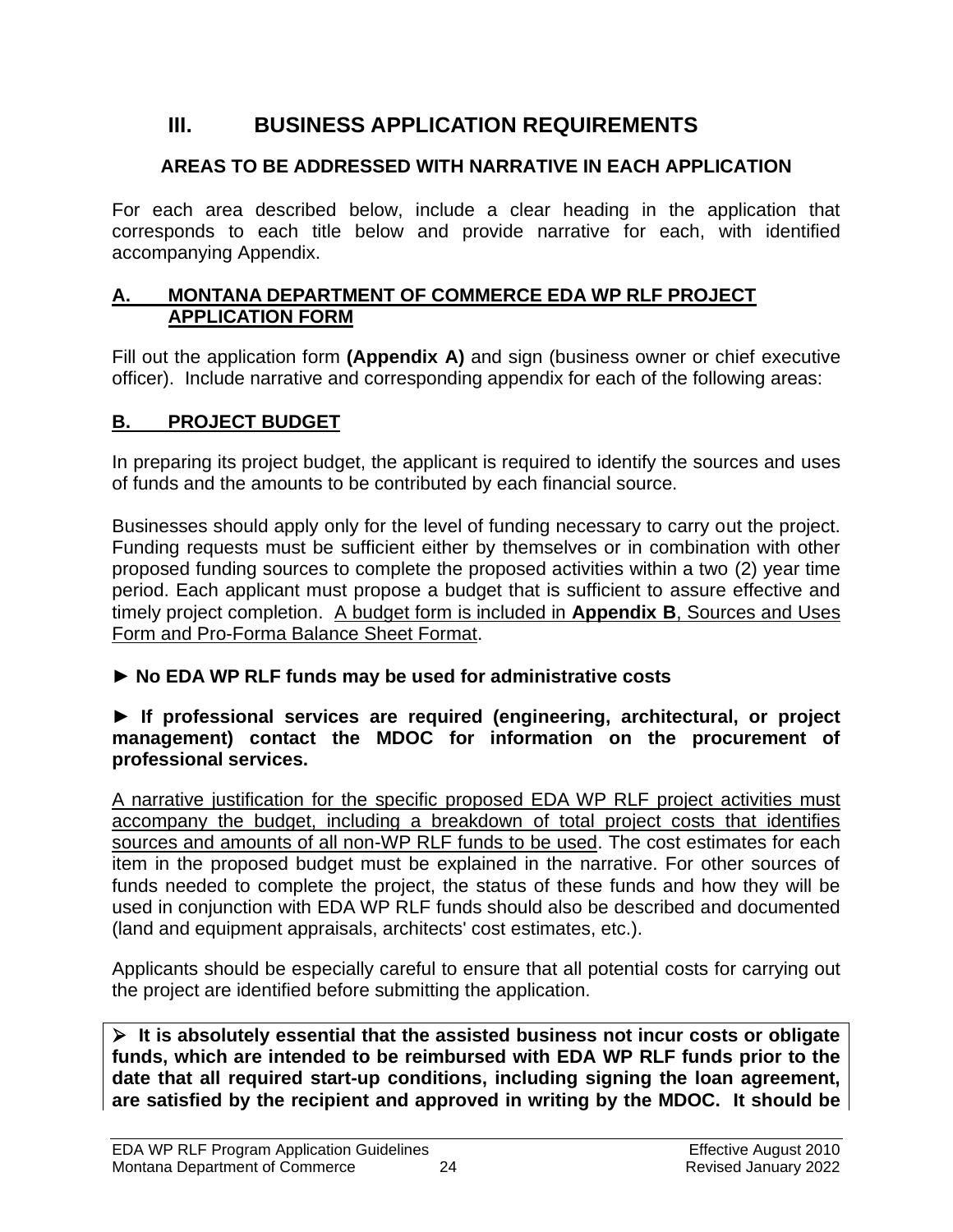# III. BUSINESS APPLICATION REQUIREMENTS

## AREAS TO BE ADDRESSED WITH NARRATIVE IN EACH APPLICATION

For each area described below, include a clear heading in the application that corresponds to each title below and provide narrative for each, with identified accompanying Appendix.

### A. MONTANA DEPARTMENT OF COMMERCE EDA WP RLF PROJECT APPLICATION FORM

Fill out the application form **(Appendix A)** and sign (business owner or chief executive officer). Include narrative and corresponding appendix for each of the following areas:

### B. PROJECT BUDGET

In preparing its project budget, the applicant is required to identify the sources and uses of funds and the amounts to be contributed by each financial source.

Businesses should apply only for the level of funding necessary to carry out the project. Funding requests must be sufficient either by themselves or in combination with other proposed funding sources to complete the proposed activities within a two (2) year time period. Each applicant must propose a budget that is sufficient to assure effective and timely project completion. A budget form is included in **Appendix B**, Sources and Uses Form and Pro-Forma Balance Sheet Format.

► **No EDA WP RLF funds may be used for administrative costs**

► **If professional services are required (engineering, architectural, or project management) contact the MDOC for information on the procurement of professional services.**

A narrative justification for the specific proposed EDA WP RLF project activities must accompany the budget, including a breakdown of total project costs that identifies sources and amounts of all non-WP RLF funds to be used. The cost estimates for each item in the proposed budget must be explained in the narrative. For other sources of funds needed to complete the project, the status of these funds and how they will be used in conjunction with EDA WP RLF funds should also be described and documented (land and equipment appraisals, architects' cost estimates, etc.).

Applicants should be especially careful to ensure that all potential costs for carrying out the project are identified before submitting the application.

➢ **It is absolutely essential that the assisted business not incur costs or obligate funds, which are intended to be reimbursed with EDA WP RLF funds prior to the date that all required start-up conditions, including signing the loan agreement, are satisfied by the recipient and approved in writing by the MDOC. It should be**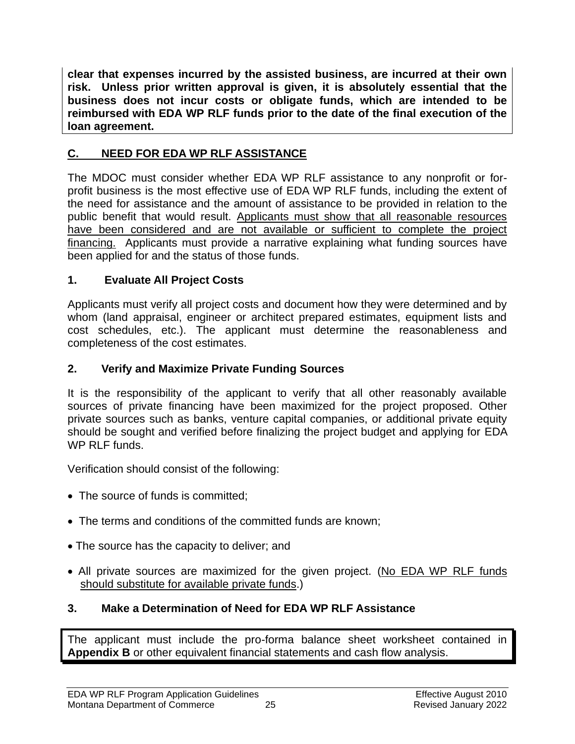**clear that expenses incurred by the assisted business, are incurred at their own risk. Unless prior written approval is given, it is absolutely essential that the business does not incur costs or obligate funds, which are intended to be reimbursed with EDA WP RLF funds prior to the date of the final execution of the loan agreement.**

## C. NEED FOR EDA WP RLF ASSISTANCE

The MDOC must consider whether EDA WP RLF assistance to any nonprofit or for-profit business is the most effective use of EDA WP RLF funds, including the extent of the need for assistance and the amount of assistance to be provided in relation to the public benefit that would result. Applicants must show that all reasonable resources have been considered and are not available or sufficient to complete the project financing. Applicants must provide a narrative explaining what funding sources have been applied for and the status of those funds.

### 1. Evaluate All Project Costs

Applicants must verify all project costs and document how they were determined and by whom (land appraisal, engineer or architect prepared estimates, equipment lists and cost schedules, etc.). The applicant must determine the reasonableness and completeness of the cost estimates.

### 2. Verify and Maximize Private Funding Sources

It is the responsibility of the applicant to verify that all other reasonably available sources of private financing have been maximized for the project proposed. Other private sources such as banks, venture capital companies, or additional private equity should be sought and verified before finalizing the project budget and applying for EDA WP RLF funds.

Verification should consist of the following:

- The source of funds is committed;
- The terms and conditions of the committed funds are known;
- The source has the capacity to deliver; and
- All private sources are maximized for the given project. (No EDA WP RLF funds should substitute for available private funds.)

### 3. Make a Determination of Need for EDA WP RLF Assistance

The applicant must include the pro-forma balance sheet worksheet contained in **Appendix B** or other equivalent financial statements and cash flow analysis.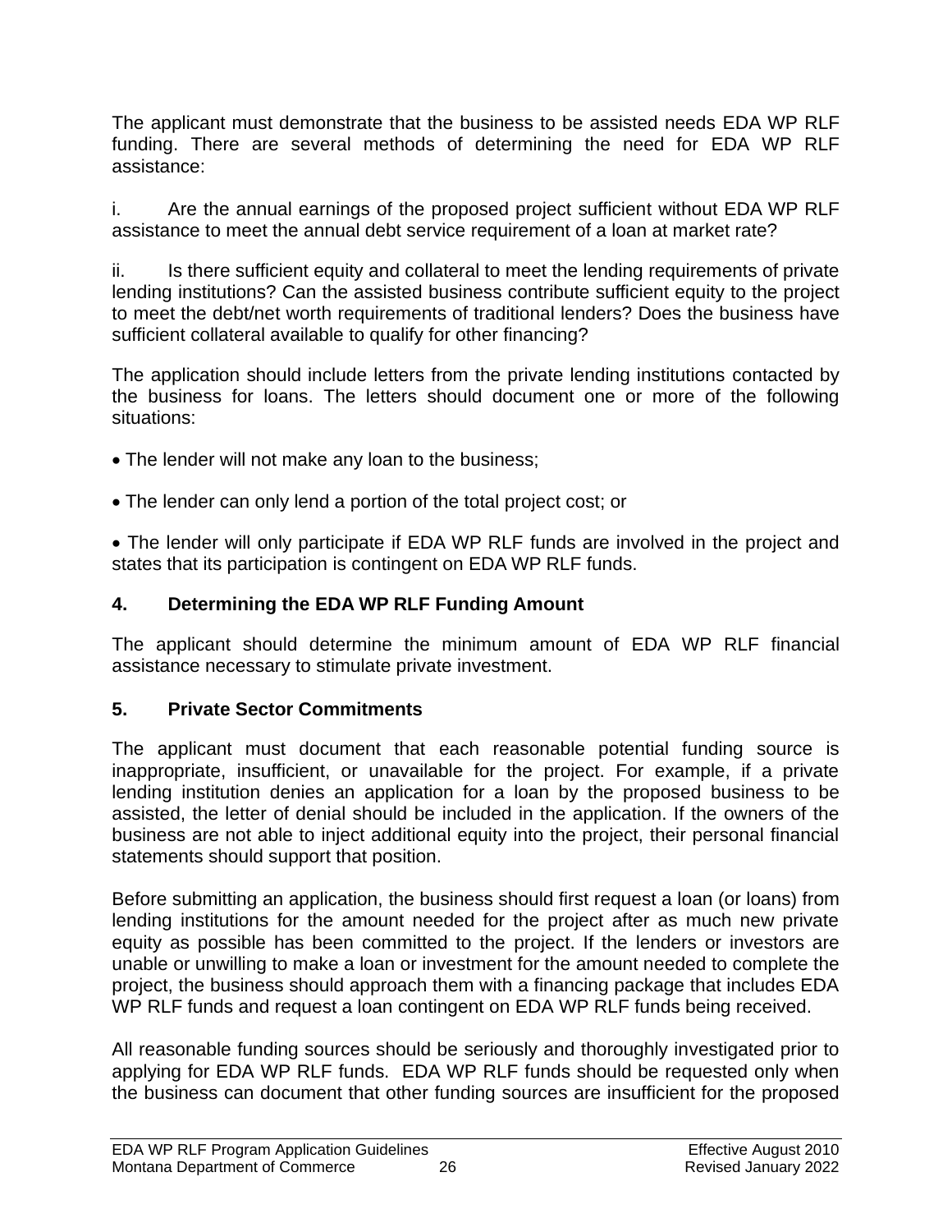The applicant must demonstrate that the business to be assisted needs EDA WP RLF funding. There are several methods of determining the need for EDA WP RLF assistance:

i. Are the annual earnings of the proposed project sufficient without EDA WP RLF assistance to meet the annual debt service requirement of a loan at market rate?

ii. Is there sufficient equity and collateral to meet the lending requirements of private lending institutions? Can the assisted business contribute sufficient equity to the project to meet the debt/net worth requirements of traditional lenders? Does the business have sufficient collateral available to qualify for other financing?

The application should include letters from the private lending institutions contacted by the business for loans. The letters should document one or more of the following situations:

- The lender will not make any loan to the business;
- The lender can only lend a portion of the total project cost; or
- The lender will only participate if EDA WP RLF funds are involved in the project and states that its participation is contingent on EDA WP RLF funds.

### 4. Determining the EDA WP RLF Funding Amount

The applicant should determine the minimum amount of EDA WP RLF financial assistance necessary to stimulate private investment.

### 5. Private Sector Commitments

The applicant must document that each reasonable potential funding source is inappropriate, insufficient, or unavailable for the project. For example, if a private lending institution denies an application for a loan by the proposed business to be assisted, the letter of denial should be included in the application. If the owners of the business are not able to inject additional equity into the project, their personal financial statements should support that position.

Before submitting an application, the business should first request a loan (or loans) from lending institutions for the amount needed for the project after as much new private equity as possible has been committed to the project. If the lenders or investors are unable or unwilling to make a loan or investment for the amount needed to complete the project, the business should approach them with a financing package that includes EDA WP RLF funds and request a loan contingent on EDA WP RLF funds being received.

All reasonable funding sources should be seriously and thoroughly investigated prior to applying for EDA WP RLF funds. EDA WP RLF funds should be requested only when the business can document that other funding sources are insufficient for the proposed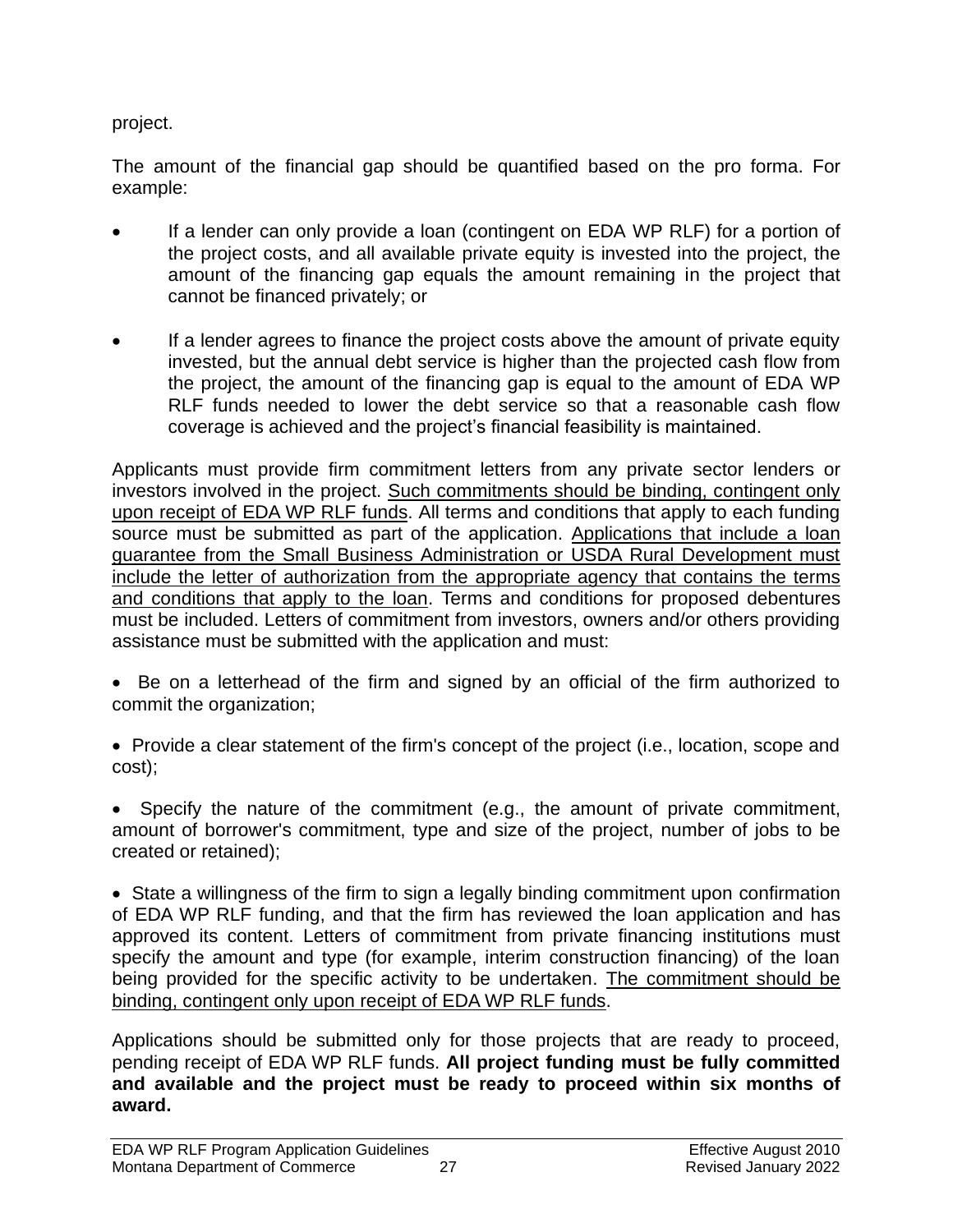project.

The amount of the financial gap should be quantified based on the pro forma. For example:

- If a lender can only provide a loan (contingent on EDA WP RLF) for a portion of the project costs, and all available private equity is invested into the project, the amount of the financing gap equals the amount remaining in the project that cannot be financed privately; or

- If a lender agrees to finance the project costs above the amount of private equity invested, but the annual debt service is higher than the projected cash flow from the project, the amount of the financing gap is equal to the amount of EDA WP RLF funds needed to lower the debt service so that a reasonable cash flow coverage is achieved and the project's financial feasibility is maintained.

Applicants must provide firm commitment letters from any private sector lenders or investors involved in the project. <u>Such commitments should be binding, contingent only upon receipt of EDA WP RLF funds</u>. All terms and conditions that apply to each funding source must be submitted as part of the application. <u>Applications that include a loan guarantee from the Small Business Administration or USDA Rural Development must include the letter of authorization from the appropriate agency that contains the terms and conditions that apply to the loan</u>. Terms and conditions for proposed debentures must be included. Letters of commitment from investors, owners and/or others providing assistance must be submitted with the application and must:

- Be on a letterhead of the firm and signed by an official of the firm authorized to commit the organization;

- Provide a clear statement of the firm's concept of the project (i.e., location, scope and cost);

- Specify the nature of the commitment (e.g., the amount of private commitment, amount of borrower's commitment, type and size of the project, number of jobs to be created or retained);

- State a willingness of the firm to sign a legally binding commitment upon confirmation of EDA WP RLF funding, and that the firm has reviewed the loan application and has approved its content. Letters of commitment from private financing institutions must specify the amount and type (for example, interim construction financing) of the loan being provided for the specific activity to be undertaken. <u>The commitment should be binding, contingent only upon receipt of EDA WP RLF funds</u>.

Applications should be submitted only for those projects that are ready to proceed, pending receipt of EDA WP RLF funds. **All project funding must be fully committed and available and the project must be ready to proceed within six months of award.**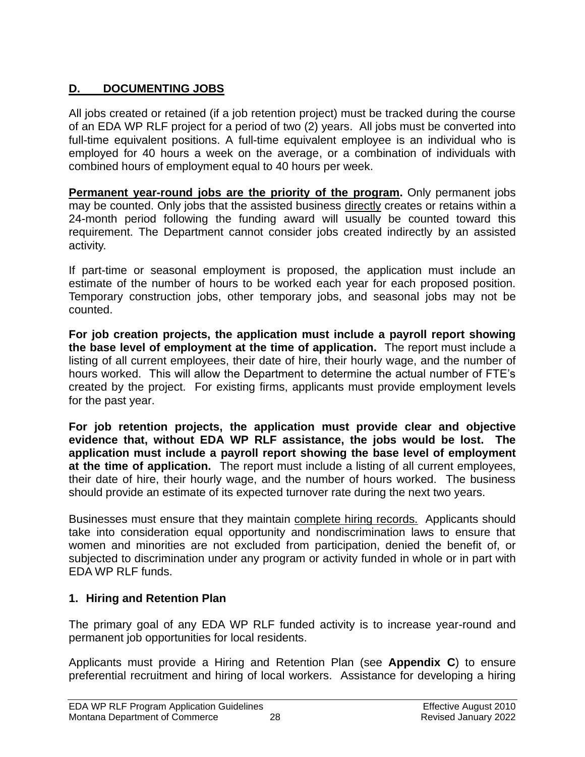## D. DOCUMENTING JOBS

All jobs created or retained (if a job retention project) must be tracked during the course of an EDA WP RLF project for a period of two (2) years. All jobs must be converted into full-time equivalent positions. A full-time equivalent employee is an individual who is employed for 40 hours a week on the average, or a combination of individuals with combined hours of employment equal to 40 hours per week.

**Permanent year-round jobs are the priority of the program.** Only permanent jobs may be counted. Only jobs that the assisted business directly creates or retains within a 24-month period following the funding award will usually be counted toward this requirement. The Department cannot consider jobs created indirectly by an assisted activity.

If part-time or seasonal employment is proposed, the application must include an estimate of the number of hours to be worked each year for each proposed position. Temporary construction jobs, other temporary jobs, and seasonal jobs may not be counted.

**For job creation projects, the application must include a payroll report showing the base level of employment at the time of application.** The report must include a listing of all current employees, their date of hire, their hourly wage, and the number of hours worked. This will allow the Department to determine the actual number of FTE's created by the project. For existing firms, applicants must provide employment levels for the past year.

**For job retention projects, the application must provide clear and objective evidence that, without EDA WP RLF assistance, the jobs would be lost. The application must include a payroll report showing the base level of employment at the time of application.** The report must include a listing of all current employees, their date of hire, their hourly wage, and the number of hours worked. The business should provide an estimate of its expected turnover rate during the next two years.

Businesses must ensure that they maintain complete hiring records. Applicants should take into consideration equal opportunity and nondiscrimination laws to ensure that women and minorities are not excluded from participation, denied the benefit of, or subjected to discrimination under any program or activity funded in whole or in part with EDA WP RLF funds.

### 1. Hiring and Retention Plan

The primary goal of any EDA WP RLF funded activity is to increase year-round and permanent job opportunities for local residents.

Applicants must provide a Hiring and Retention Plan (see **Appendix C**) to ensure preferential recruitment and hiring of local workers. Assistance for developing a hiring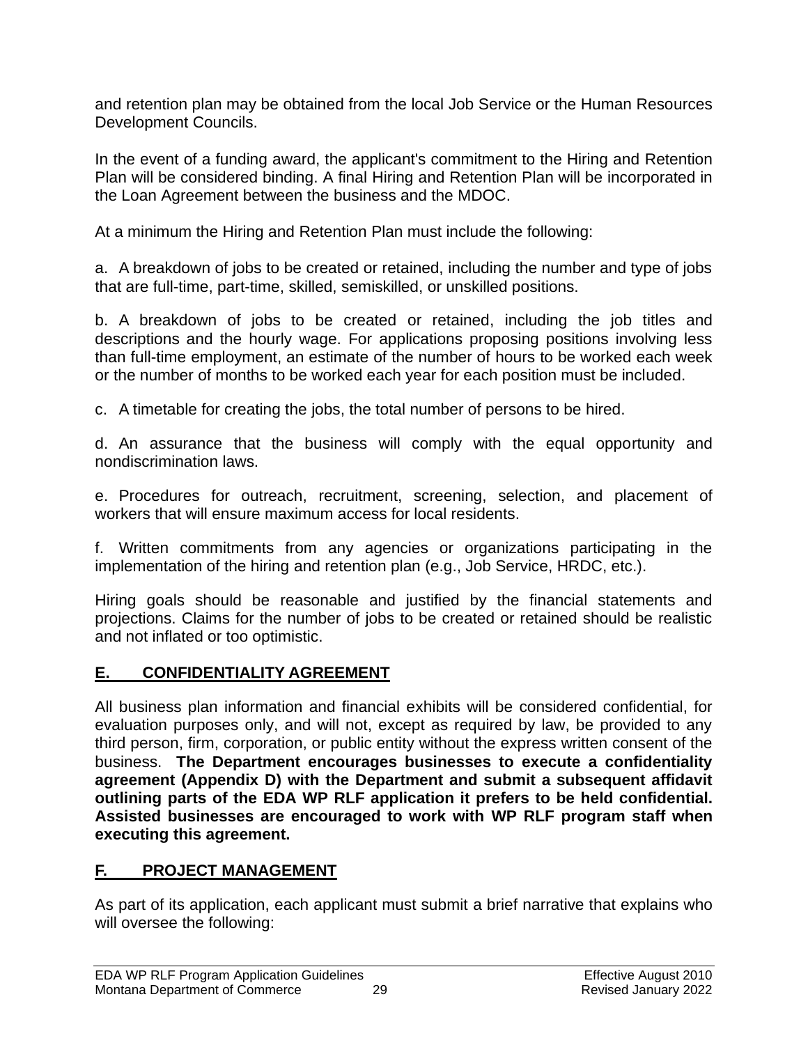and retention plan may be obtained from the local Job Service or the Human Resources Development Councils.

In the event of a funding award, the applicant's commitment to the Hiring and Retention Plan will be considered binding. A final Hiring and Retention Plan will be incorporated in the Loan Agreement between the business and the MDOC.

At a minimum the Hiring and Retention Plan must include the following:

a. A breakdown of jobs to be created or retained, including the number and type of jobs that are full-time, part-time, skilled, semiskilled, or unskilled positions.

b. A breakdown of jobs to be created or retained, including the job titles and descriptions and the hourly wage. For applications proposing positions involving less than full-time employment, an estimate of the number of hours to be worked each week or the number of months to be worked each year for each position must be included.

c. A timetable for creating the jobs, the total number of persons to be hired.

d. An assurance that the business will comply with the equal opportunity and nondiscrimination laws.

e. Procedures for outreach, recruitment, screening, selection, and placement of workers that will ensure maximum access for local residents.

f. Written commitments from any agencies or organizations participating in the implementation of the hiring and retention plan (e.g., Job Service, HRDC, etc.).

Hiring goals should be reasonable and justified by the financial statements and projections. Claims for the number of jobs to be created or retained should be realistic and not inflated or too optimistic.

## E. CONFIDENTIALITY AGREEMENT

All business plan information and financial exhibits will be considered confidential, for evaluation purposes only, and will not, except as required by law, be provided to any third person, firm, corporation, or public entity without the express written consent of the business. **The Department encourages businesses to execute a confidentiality agreement (Appendix D) with the Department and submit a subsequent affidavit outlining parts of the EDA WP RLF application it prefers to be held confidential. Assisted businesses are encouraged to work with WP RLF program staff when executing this agreement.**

## F. PROJECT MANAGEMENT

As part of its application, each applicant must submit a brief narrative that explains who will oversee the following: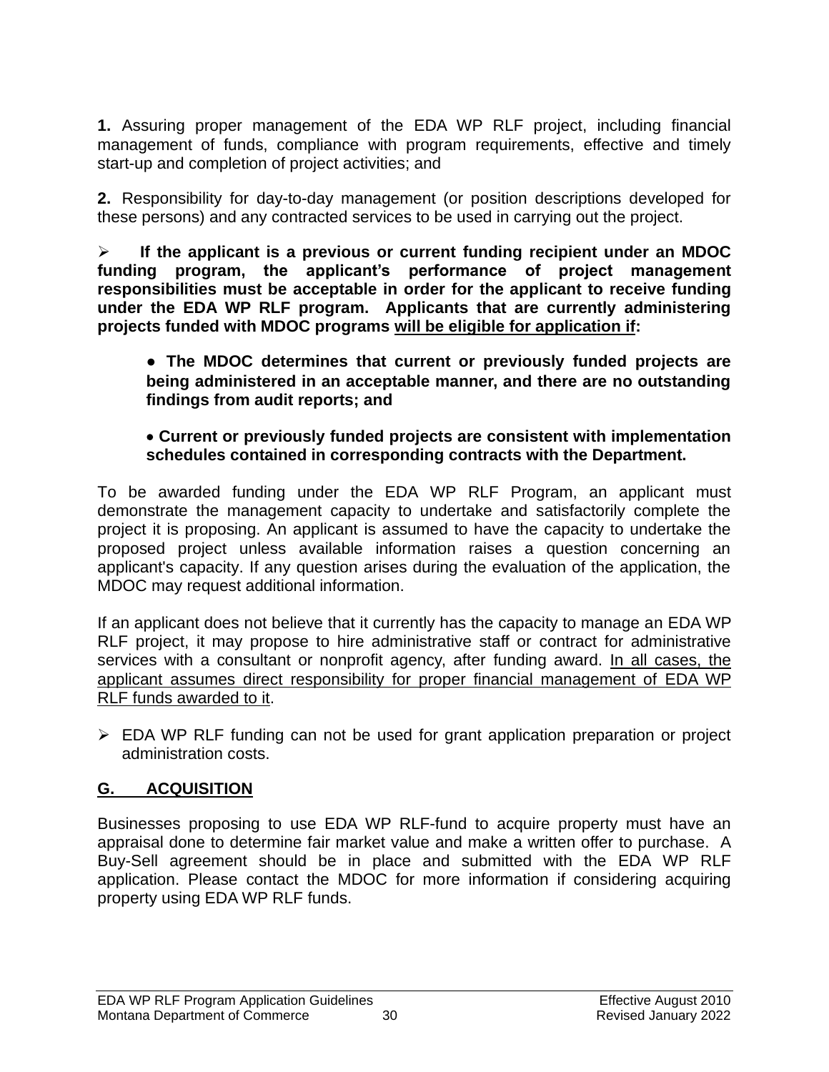**1.** Assuring proper management of the EDA WP RLF project, including financial management of funds, compliance with program requirements, effective and timely start-up and completion of project activities; and

**2.** Responsibility for day-to-day management (or position descriptions developed for these persons) and any contracted services to be used in carrying out the project.

- **If the applicant is a previous or current funding recipient under an MDOC funding program, the applicant's performance of project management responsibilities must be acceptable in order for the applicant to receive funding under the EDA WP RLF program. Applicants that are currently administering projects funded with MDOC programs <u>will be eligible for application if</u>:**

  - **The MDOC determines that current or previously funded projects are being administered in an acceptable manner, and there are no outstanding findings from audit reports; and**

  - **Current or previously funded projects are consistent with implementation schedules contained in corresponding contracts with the Department.**

To be awarded funding under the EDA WP RLF Program, an applicant must demonstrate the management capacity to undertake and satisfactorily complete the project it is proposing. An applicant is assumed to have the capacity to undertake the proposed project unless available information raises a question concerning an applicant's capacity. If any question arises during the evaluation of the application, the MDOC may request additional information.

If an applicant does not believe that it currently has the capacity to manage an EDA WP RLF project, it may propose to hire administrative staff or contract for administrative services with a consultant or nonprofit agency, after funding award. <u>In all cases, the applicant assumes direct responsibility for proper financial management of EDA WP RLF funds awarded to it</u>.

- EDA WP RLF funding can not be used for grant application preparation or project administration costs.

## <u>G. ACQUISITION</u>

Businesses proposing to use EDA WP RLF-fund to acquire property must have an appraisal done to determine fair market value and make a written offer to purchase. A Buy-Sell agreement should be in place and submitted with the EDA WP RLF application. Please contact the MDOC for more information if considering acquiring property using EDA WP RLF funds.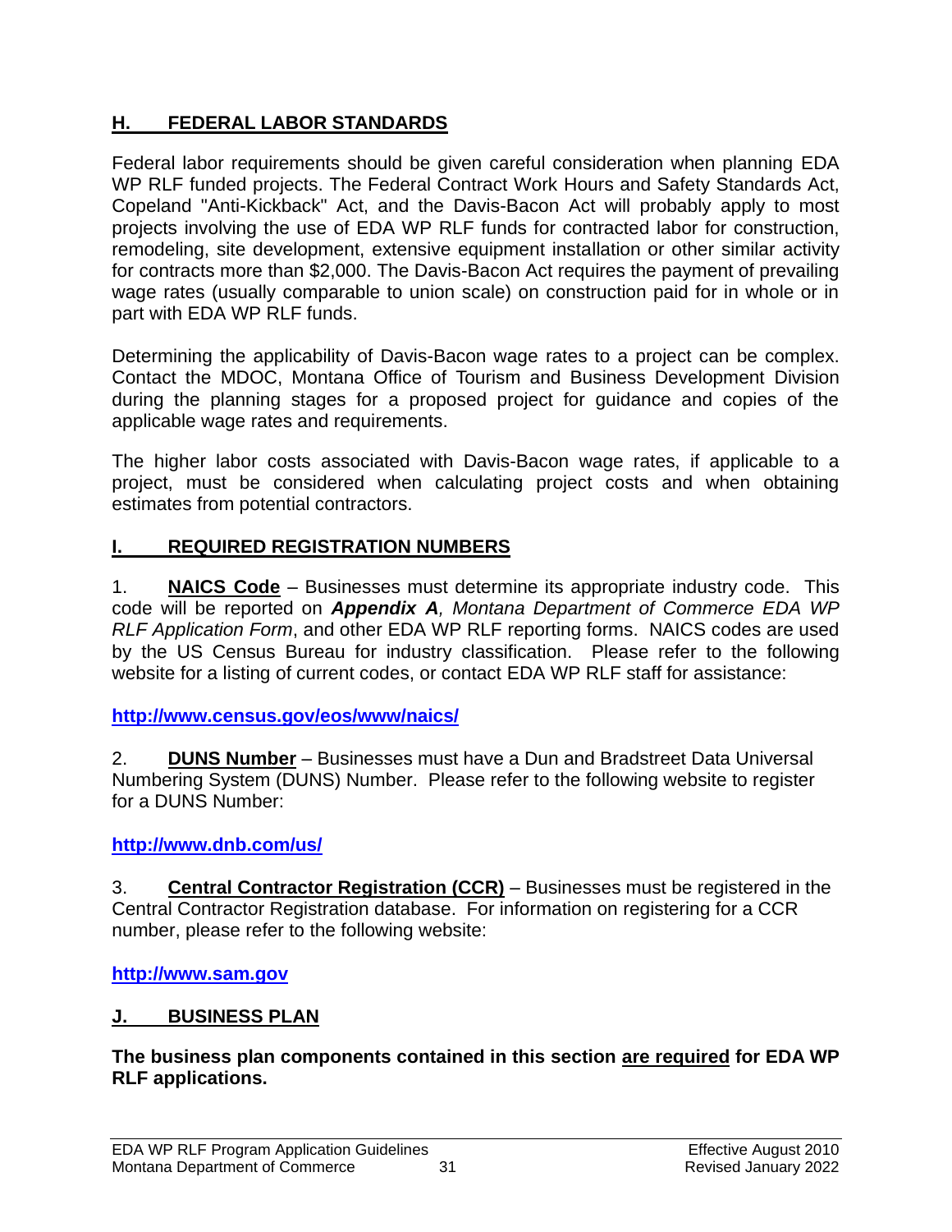## H. FEDERAL LABOR STANDARDS

Federal labor requirements should be given careful consideration when planning EDA WP RLF funded projects. The Federal Contract Work Hours and Safety Standards Act, Copeland "Anti-Kickback" Act, and the Davis-Bacon Act will probably apply to most projects involving the use of EDA WP RLF funds for contracted labor for construction, remodeling, site development, extensive equipment installation or other similar activity for contracts more than $2,000. The Davis-Bacon Act requires the payment of prevailing wage rates (usually comparable to union scale) on construction paid for in whole or in part with EDA WP RLF funds.

Determining the applicability of Davis-Bacon wage rates to a project can be complex. Contact the MDOC, Montana Office of Tourism and Business Development Division during the planning stages for a proposed project for guidance and copies of the applicable wage rates and requirements.

The higher labor costs associated with Davis-Bacon wage rates, if applicable to a project, must be considered when calculating project costs and when obtaining estimates from potential contractors.

## I. REQUIRED REGISTRATION NUMBERS

1. **NAICS Code** – Businesses must determine its appropriate industry code. This code will be reported on ***Appendix A**, Montana Department of Commerce EDA WP RLF Application Form*, and other EDA WP RLF reporting forms. NAICS codes are used by the US Census Bureau for industry classification. Please refer to the following website for a listing of current codes, or contact EDA WP RLF staff for assistance:

**http://www.census.gov/eos/www/naics/**

2. **DUNS Number** – Businesses must have a Dun and Bradstreet Data Universal Numbering System (DUNS) Number. Please refer to the following website to register for a DUNS Number:

**http://www.dnb.com/us/**

3. **Central Contractor Registration (CCR)** – Businesses must be registered in the Central Contractor Registration database. For information on registering for a CCR number, please refer to the following website:

**http://www.sam.gov**

## J. BUSINESS PLAN

**The business plan components contained in this section are required for EDA WP RLF applications.**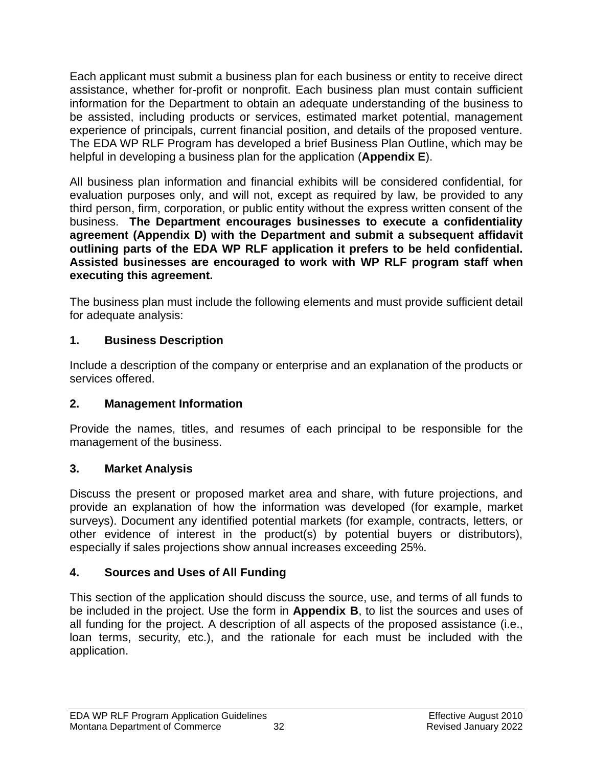Each applicant must submit a business plan for each business or entity to receive direct assistance, whether for-profit or nonprofit. Each business plan must contain sufficient information for the Department to obtain an adequate understanding of the business to be assisted, including products or services, estimated market potential, management experience of principals, current financial position, and details of the proposed venture. The EDA WP RLF Program has developed a brief Business Plan Outline, which may be helpful in developing a business plan for the application (**Appendix E**).

All business plan information and financial exhibits will be considered confidential, for evaluation purposes only, and will not, except as required by law, be provided to any third person, firm, corporation, or public entity without the express written consent of the business. **The Department encourages businesses to execute a confidentiality agreement (Appendix D) with the Department and submit a subsequent affidavit outlining parts of the EDA WP RLF application it prefers to be held confidential. Assisted businesses are encouraged to work with WP RLF program staff when executing this agreement.**

The business plan must include the following elements and must provide sufficient detail for adequate analysis:

### 1. Business Description

Include a description of the company or enterprise and an explanation of the products or services offered.

### 2. Management Information

Provide the names, titles, and resumes of each principal to be responsible for the management of the business.

### 3. Market Analysis

Discuss the present or proposed market area and share, with future projections, and provide an explanation of how the information was developed (for example, market surveys). Document any identified potential markets (for example, contracts, letters, or other evidence of interest in the product(s) by potential buyers or distributors), especially if sales projections show annual increases exceeding 25%.

### 4. Sources and Uses of All Funding

This section of the application should discuss the source, use, and terms of all funds to be included in the project. Use the form in **Appendix B**, to list the sources and uses of all funding for the project. A description of all aspects of the proposed assistance (i.e., loan terms, security, etc.), and the rationale for each must be included with the application.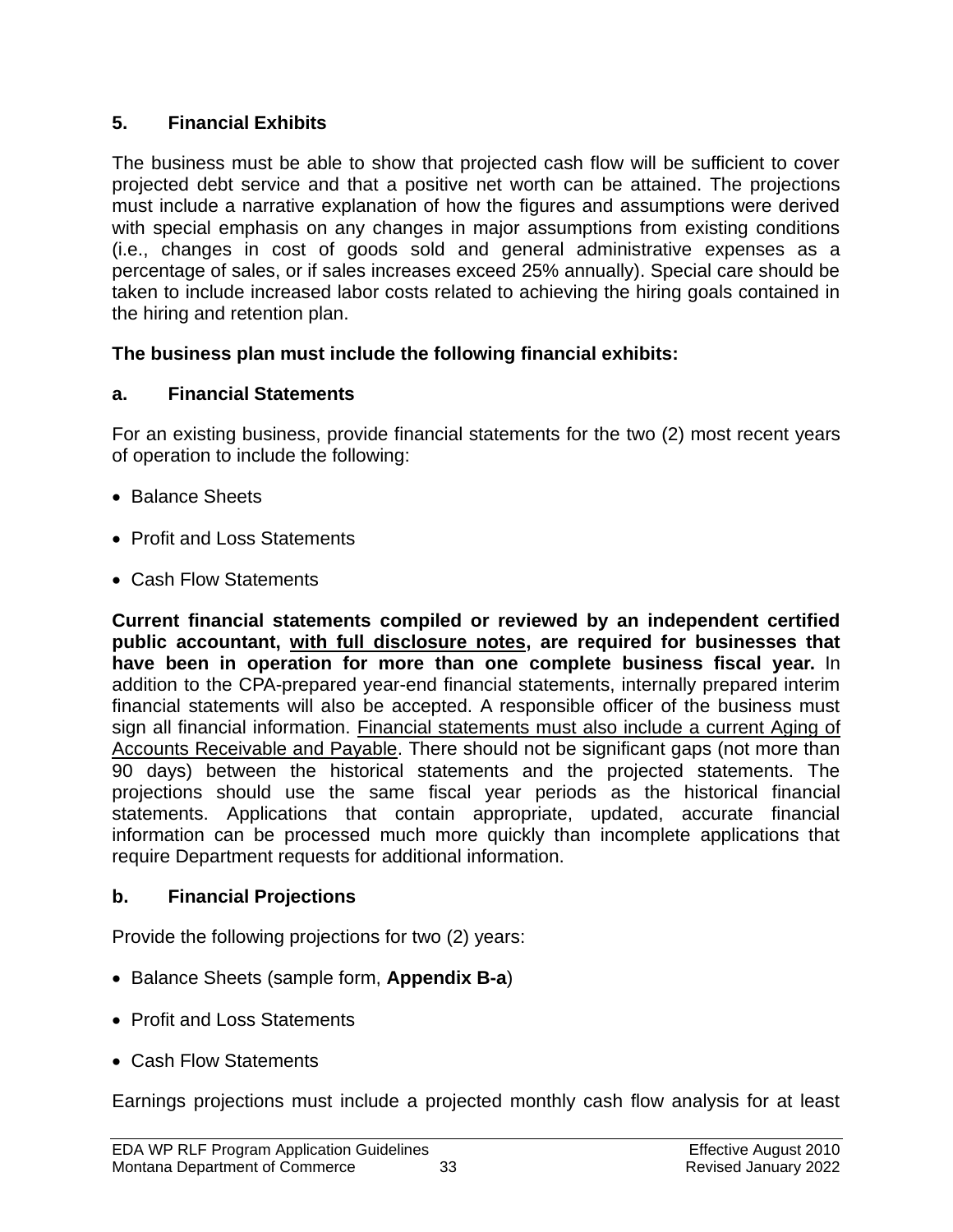## 5. Financial Exhibits

The business must be able to show that projected cash flow will be sufficient to cover projected debt service and that a positive net worth can be attained. The projections must include a narrative explanation of how the figures and assumptions were derived with special emphasis on any changes in major assumptions from existing conditions (i.e., changes in cost of goods sold and general administrative expenses as a percentage of sales, or if sales increases exceed 25% annually). Special care should be taken to include increased labor costs related to achieving the hiring goals contained in the hiring and retention plan.

**The business plan must include the following financial exhibits:**

### a. Financial Statements

For an existing business, provide financial statements for the two (2) most recent years of operation to include the following:

- Balance Sheets
- Profit and Loss Statements
- Cash Flow Statements

**Current financial statements compiled or reviewed by an independent certified public accountant, <u>with full disclosure notes</u>, are required for businesses that have been in operation for more than one complete business fiscal year.** In addition to the CPA-prepared year-end financial statements, internally prepared interim financial statements will also be accepted. A responsible officer of the business must sign all financial information. <u>Financial statements must also include a current Aging of Accounts Receivable and Payable</u>. There should not be significant gaps (not more than 90 days) between the historical statements and the projected statements. The projections should use the same fiscal year periods as the historical financial statements. Applications that contain appropriate, updated, accurate financial information can be processed much more quickly than incomplete applications that require Department requests for additional information.

### b. Financial Projections

Provide the following projections for two (2) years:

- Balance Sheets (sample form, **Appendix B-a**)
- Profit and Loss Statements
- Cash Flow Statements

Earnings projections must include a projected monthly cash flow analysis for at least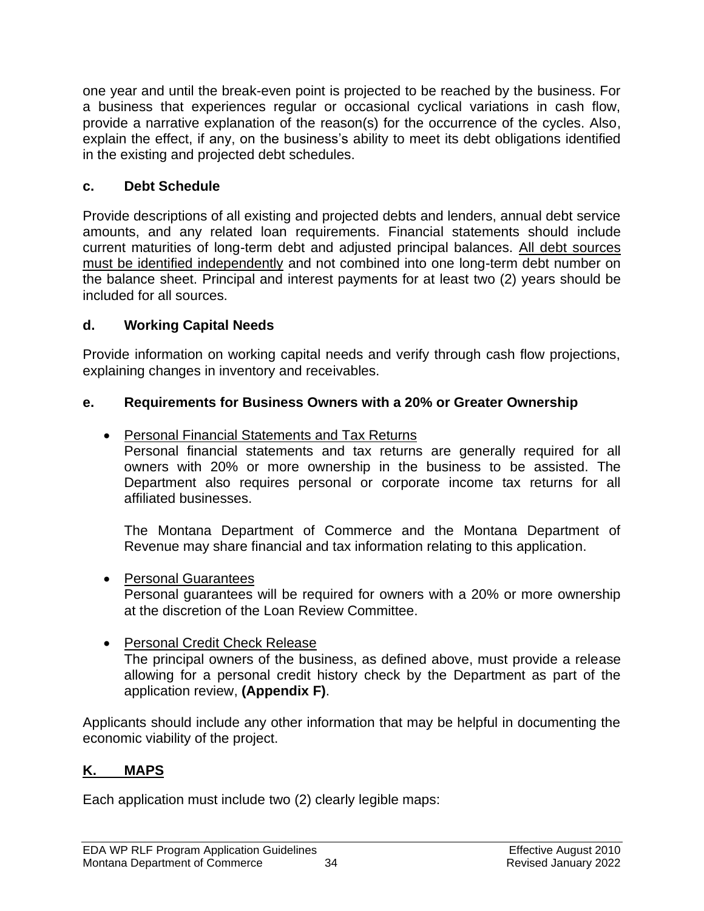one year and until the break-even point is projected to be reached by the business. For a business that experiences regular or occasional cyclical variations in cash flow, provide a narrative explanation of the reason(s) for the occurrence of the cycles. Also, explain the effect, if any, on the business's ability to meet its debt obligations identified in the existing and projected debt schedules.

### c. Debt Schedule

Provide descriptions of all existing and projected debts and lenders, annual debt service amounts, and any related loan requirements. Financial statements should include current maturities of long-term debt and adjusted principal balances. All debt sources must be identified independently and not combined into one long-term debt number on the balance sheet. Principal and interest payments for at least two (2) years should be included for all sources.

### d. Working Capital Needs

Provide information on working capital needs and verify through cash flow projections, explaining changes in inventory and receivables.

### e. Requirements for Business Owners with a 20% or Greater Ownership

- Personal Financial Statements and Tax Returns
  Personal financial statements and tax returns are generally required for all owners with 20% or more ownership in the business to be assisted. The Department also requires personal or corporate income tax returns for all affiliated businesses.

  The Montana Department of Commerce and the Montana Department of Revenue may share financial and tax information relating to this application.

- Personal Guarantees
  Personal guarantees will be required for owners with a 20% or more ownership at the discretion of the Loan Review Committee.

- Personal Credit Check Release
  The principal owners of the business, as defined above, must provide a release allowing for a personal credit history check by the Department as part of the application review, **(Appendix F)**.

Applicants should include any other information that may be helpful in documenting the economic viability of the project.

## K. MAPS

Each application must include two (2) clearly legible maps: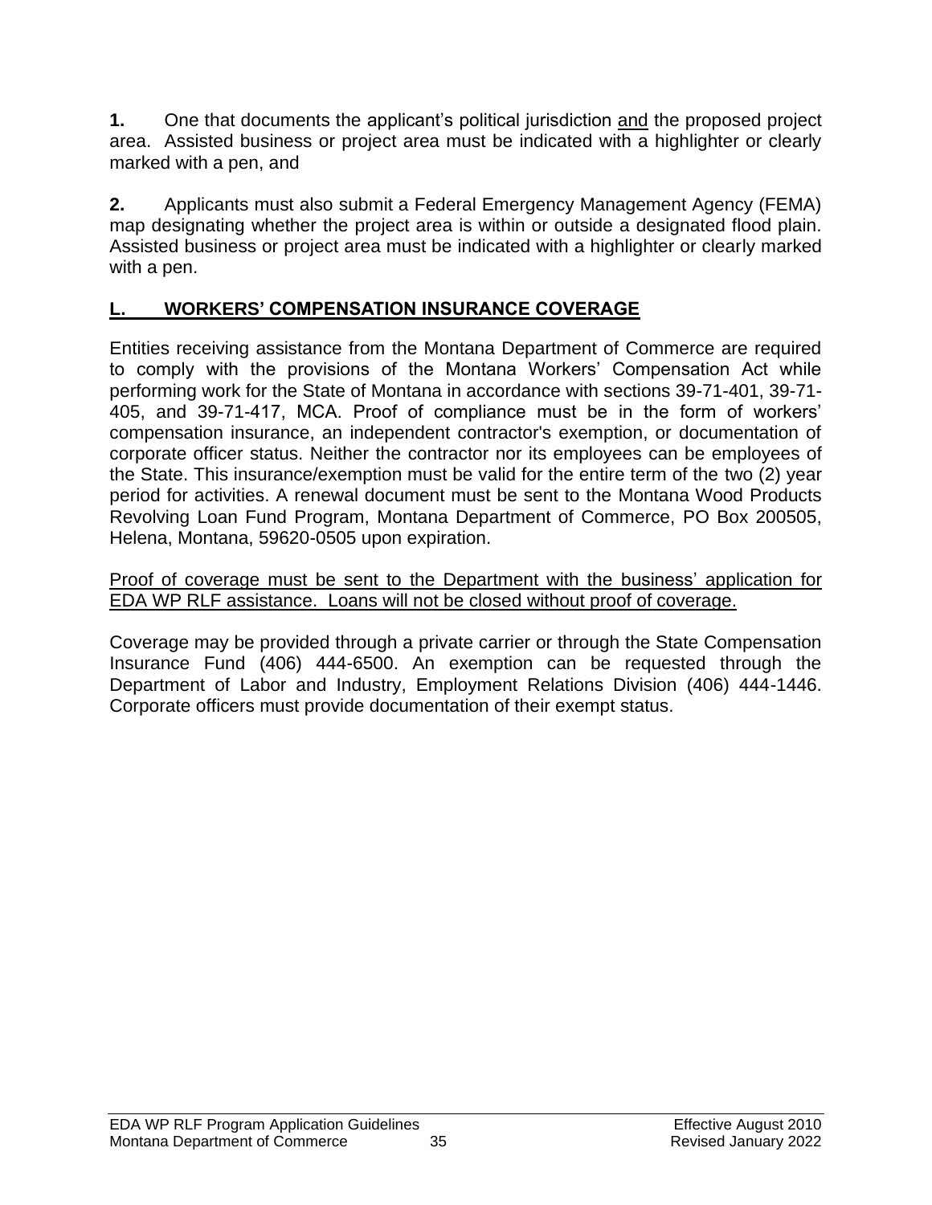**1.** One that documents the applicant's political jurisdiction <u>and</u> the proposed project area. Assisted business or project area must be indicated with a highlighter or clearly marked with a pen, and

**2.** Applicants must also submit a Federal Emergency Management Agency (FEMA) map designating whether the project area is within or outside a designated flood plain. Assisted business or project area must be indicated with a highlighter or clearly marked with a pen.

## L. WORKERS' COMPENSATION INSURANCE COVERAGE

Entities receiving assistance from the Montana Department of Commerce are required to comply with the provisions of the Montana Workers' Compensation Act while performing work for the State of Montana in accordance with sections 39-71-401, 39-71-405, and 39-71-417, MCA. Proof of compliance must be in the form of workers' compensation insurance, an independent contractor's exemption, or documentation of corporate officer status. Neither the contractor nor its employees can be employees of the State. This insurance/exemption must be valid for the entire term of the two (2) year period for activities. A renewal document must be sent to the Montana Wood Products Revolving Loan Fund Program, Montana Department of Commerce, PO Box 200505, Helena, Montana, 59620-0505 upon expiration.

<u>Proof of coverage must be sent to the Department with the business' application for EDA WP RLF assistance. Loans will not be closed without proof of coverage.</u>

Coverage may be provided through a private carrier or through the State Compensation Insurance Fund (406) 444-6500. An exemption can be requested through the Department of Labor and Industry, Employment Relations Division (406) 444-1446. Corporate officers must provide documentation of their exempt status.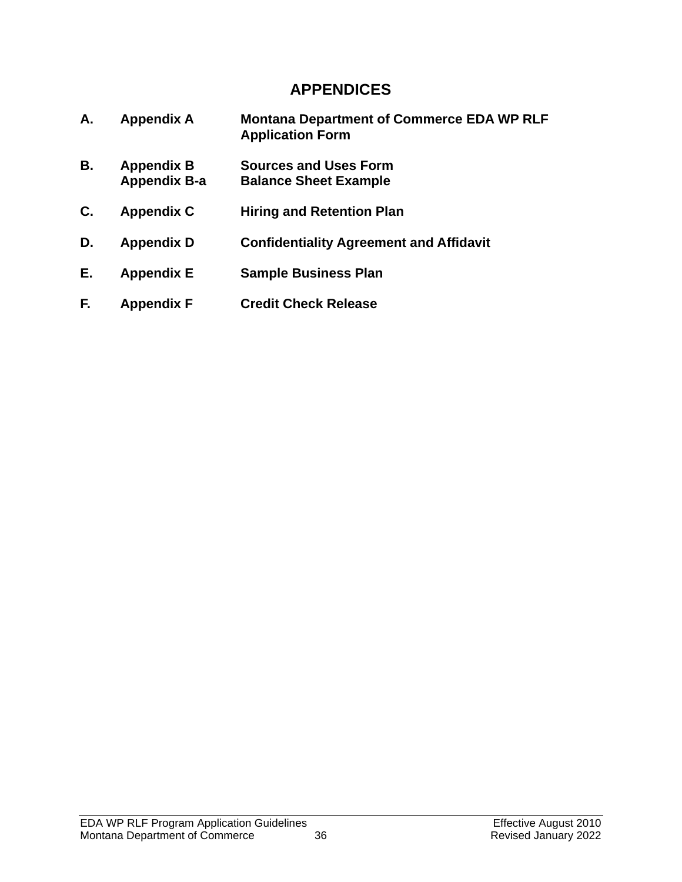# APPENDICES

| | | |
|---|---|---|
| **A.** | **Appendix A** | **Montana Department of Commerce EDA WP RLF Application Form** |
| **B.** | **Appendix B** | **Sources and Uses Form** |
| | **Appendix B-a** | **Balance Sheet Example** |
| **C.** | **Appendix C** | **Hiring and Retention Plan** |
| **D.** | **Appendix D** | **Confidentiality Agreement and Affidavit** |
| **E.** | **Appendix E** | **Sample Business Plan** |
| **F.** | **Appendix F** | **Credit Check Release** |